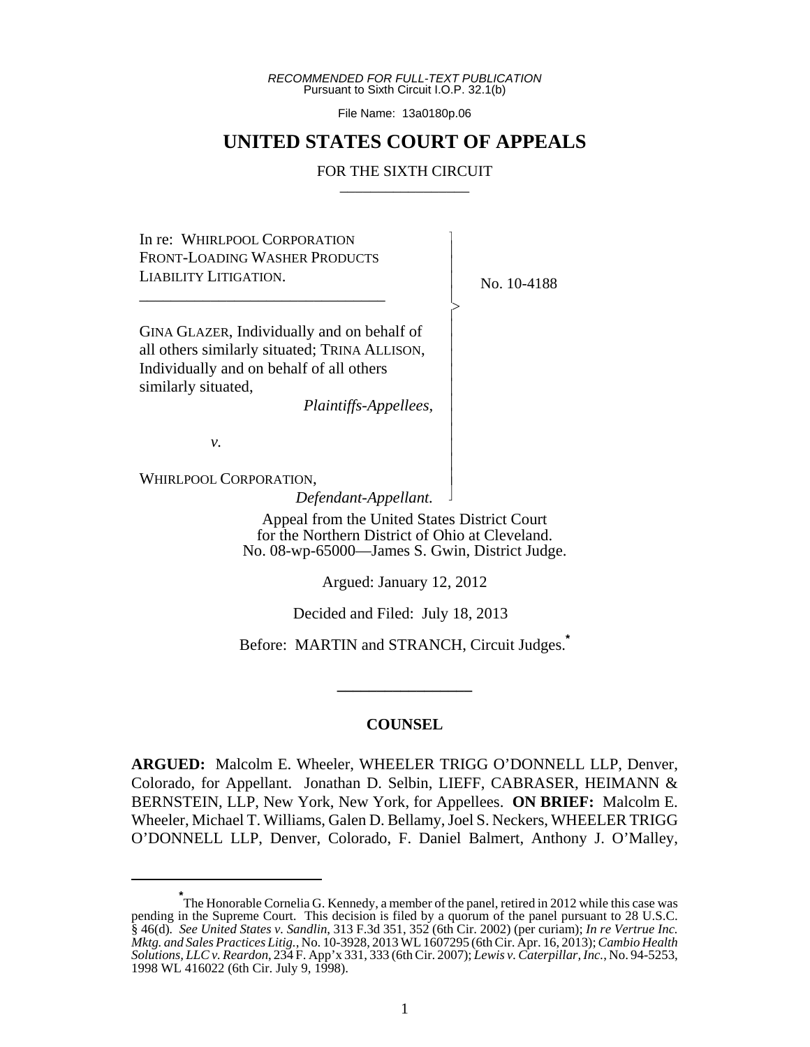*RECOMMENDED FOR FULL-TEXT PUBLICATION*
Pursuant to Sixth Circuit I.O.P. 32.1(b)

File Name: 13a0180p.06

# UNITED STATES COURT OF APPEALS

FOR THE SIXTH CIRCUIT

---

In re: WHIRLPOOL CORPORATION FRONT-LOADING WASHER PRODUCTS LIABILITY LITIGATION.

---

GINA GLAZER, Individually and on behalf of all others similarly situated; TRINA ALLISON, Individually and on behalf of all others similarly situated,

*Plaintiffs-Appellees,*

*v.*

WHIRLPOOL CORPORATION,

*Defendant-Appellant.*

No. 10-4188

Appeal from the United States District Court for the Northern District of Ohio at Cleveland.
No. 08-wp-65000—James S. Gwin, District Judge.

Argued: January 12, 2012

Decided and Filed: July 18, 2013

Before: MARTIN and STRANCH, Circuit Judges.*

---

## COUNSEL

**ARGUED:** Malcolm E. Wheeler, WHEELER TRIGG O'DONNELL LLP, Denver, Colorado, for Appellant. Jonathan D. Selbin, LIEFF, CABRASER, HEIMANN & BERNSTEIN, LLP, New York, New York, for Appellees. **ON BRIEF:** Malcolm E. Wheeler, Michael T. Williams, Galen D. Bellamy, Joel S. Neckers, WHEELER TRIGG O'DONNELL LLP, Denver, Colorado, F. Daniel Balmert, Anthony J. O'Malley,

---

\* The Honorable Cornelia G. Kennedy, a member of the panel, retired in 2012 while this case was pending in the Supreme Court. This decision is filed by a quorum of the panel pursuant to 28 U.S.C. § 46(d). *See United States v. Sandlin*, 313 F.3d 351, 352 (6th Cir. 2002) (per curiam); *In re Vertrue Inc. Mktg. and Sales Practices Litig.*, No. 10-3928, 2013 WL 1607295 (6th Cir. Apr. 16, 2013); *Cambio Health Solutions, LLC v. Reardon*, 234 F. App'x 331, 333 (6th Cir. 2007); *Lewis v. Caterpillar, Inc.*, No. 94-5253, 1998 WL 416022 (6th Cir. July 9, 1998).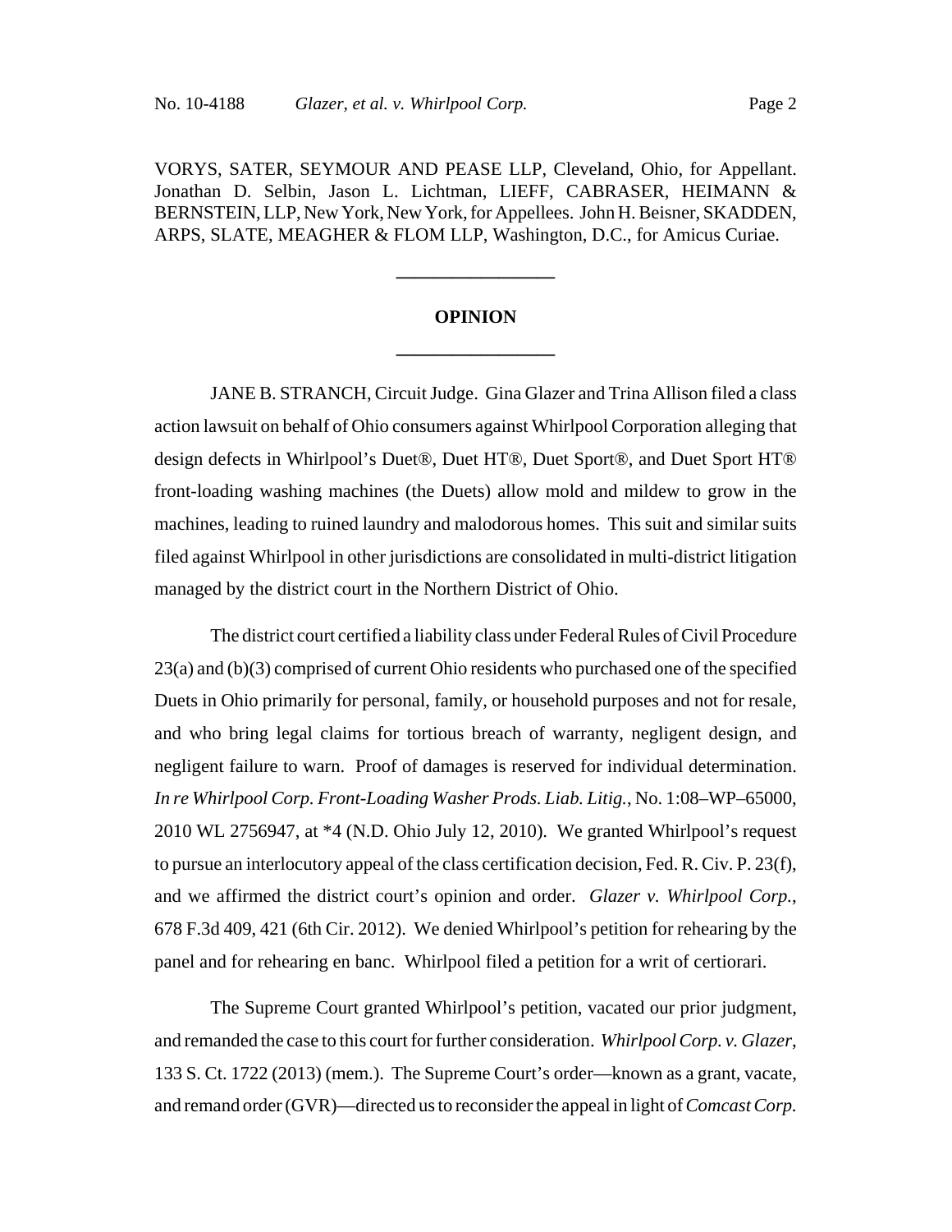VORYS, SATER, SEYMOUR AND PEASE LLP, Cleveland, Ohio, for Appellant. Jonathan D. Selbin, Jason L. Lichtman, LIEFF, CABRASER, HEIMANN & BERNSTEIN, LLP, New York, New York, for Appellees. John H. Beisner, SKADDEN, ARPS, SLATE, MEAGHER & FLOM LLP, Washington, D.C., for Amicus Curiae.

---

**OPINION**

---

JANE B. STRANCH, Circuit Judge. Gina Glazer and Trina Allison filed a class action lawsuit on behalf of Ohio consumers against Whirlpool Corporation alleging that design defects in Whirlpool's Duet®, Duet HT®, Duet Sport®, and Duet Sport HT® front-loading washing machines (the Duets) allow mold and mildew to grow in the machines, leading to ruined laundry and malodorous homes. This suit and similar suits filed against Whirlpool in other jurisdictions are consolidated in multi-district litigation managed by the district court in the Northern District of Ohio.

The district court certified a liability class under Federal Rules of Civil Procedure 23(a) and (b)(3) comprised of current Ohio residents who purchased one of the specified Duets in Ohio primarily for personal, family, or household purposes and not for resale, and who bring legal claims for tortious breach of warranty, negligent design, and negligent failure to warn. Proof of damages is reserved for individual determination. *In re Whirlpool Corp. Front-Loading Washer Prods. Liab. Litig.*, No. 1:08–WP–65000, 2010 WL 2756947, at *4 (N.D. Ohio July 12, 2010). We granted Whirlpool's request to pursue an interlocutory appeal of the class certification decision, Fed. R. Civ. P. 23(f), and we affirmed the district court's opinion and order. *Glazer v. Whirlpool Corp.*, 678 F.3d 409, 421 (6th Cir. 2012). We denied Whirlpool's petition for rehearing by the panel and for rehearing en banc. Whirlpool filed a petition for a writ of certiorari.

The Supreme Court granted Whirlpool's petition, vacated our prior judgment, and remanded the case to this court for further consideration. *Whirlpool Corp. v. Glazer*, 133 S. Ct. 1722 (2013) (mem.). The Supreme Court's order—known as a grant, vacate, and remand order (GVR)—directed us to reconsider the appeal in light of *Comcast Corp.*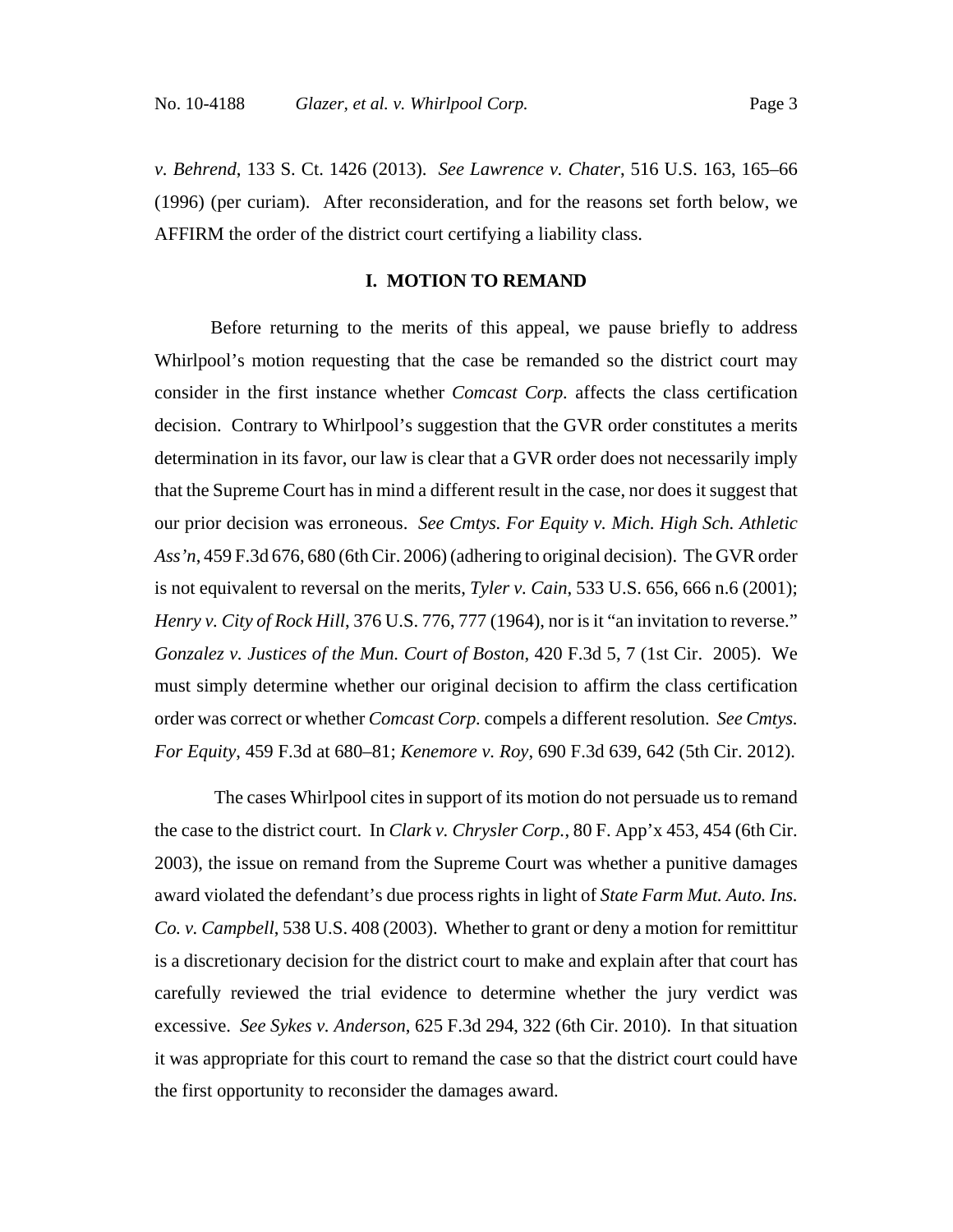*v. Behrend*, 133 S. Ct. 1426 (2013). *See Lawrence v. Chater*, 516 U.S. 163, 165–66 (1996) (per curiam). After reconsideration, and for the reasons set forth below, we AFFIRM the order of the district court certifying a liability class.

## I. MOTION TO REMAND

Before returning to the merits of this appeal, we pause briefly to address Whirlpool's motion requesting that the case be remanded so the district court may consider in the first instance whether *Comcast Corp.* affects the class certification decision. Contrary to Whirlpool's suggestion that the GVR order constitutes a merits determination in its favor, our law is clear that a GVR order does not necessarily imply that the Supreme Court has in mind a different result in the case, nor does it suggest that our prior decision was erroneous. *See Cmtys. For Equity v. Mich. High Sch. Athletic Ass'n*, 459 F.3d 676, 680 (6th Cir. 2006) (adhering to original decision). The GVR order is not equivalent to reversal on the merits, *Tyler v. Cain*, 533 U.S. 656, 666 n.6 (2001); *Henry v. City of Rock Hill*, 376 U.S. 776, 777 (1964), nor is it "an invitation to reverse." *Gonzalez v. Justices of the Mun. Court of Boston*, 420 F.3d 5, 7 (1st Cir. 2005). We must simply determine whether our original decision to affirm the class certification order was correct or whether *Comcast Corp.* compels a different resolution. *See Cmtys. For Equity*, 459 F.3d at 680–81; *Kenemore v. Roy*, 690 F.3d 639, 642 (5th Cir. 2012).

The cases Whirlpool cites in support of its motion do not persuade us to remand the case to the district court. In *Clark v. Chrysler Corp.*, 80 F. App'x 453, 454 (6th Cir. 2003), the issue on remand from the Supreme Court was whether a punitive damages award violated the defendant's due process rights in light of *State Farm Mut. Auto. Ins. Co. v. Campbell*, 538 U.S. 408 (2003). Whether to grant or deny a motion for remittitur is a discretionary decision for the district court to make and explain after that court has carefully reviewed the trial evidence to determine whether the jury verdict was excessive. *See Sykes v. Anderson*, 625 F.3d 294, 322 (6th Cir. 2010). In that situation it was appropriate for this court to remand the case so that the district court could have the first opportunity to reconsider the damages award.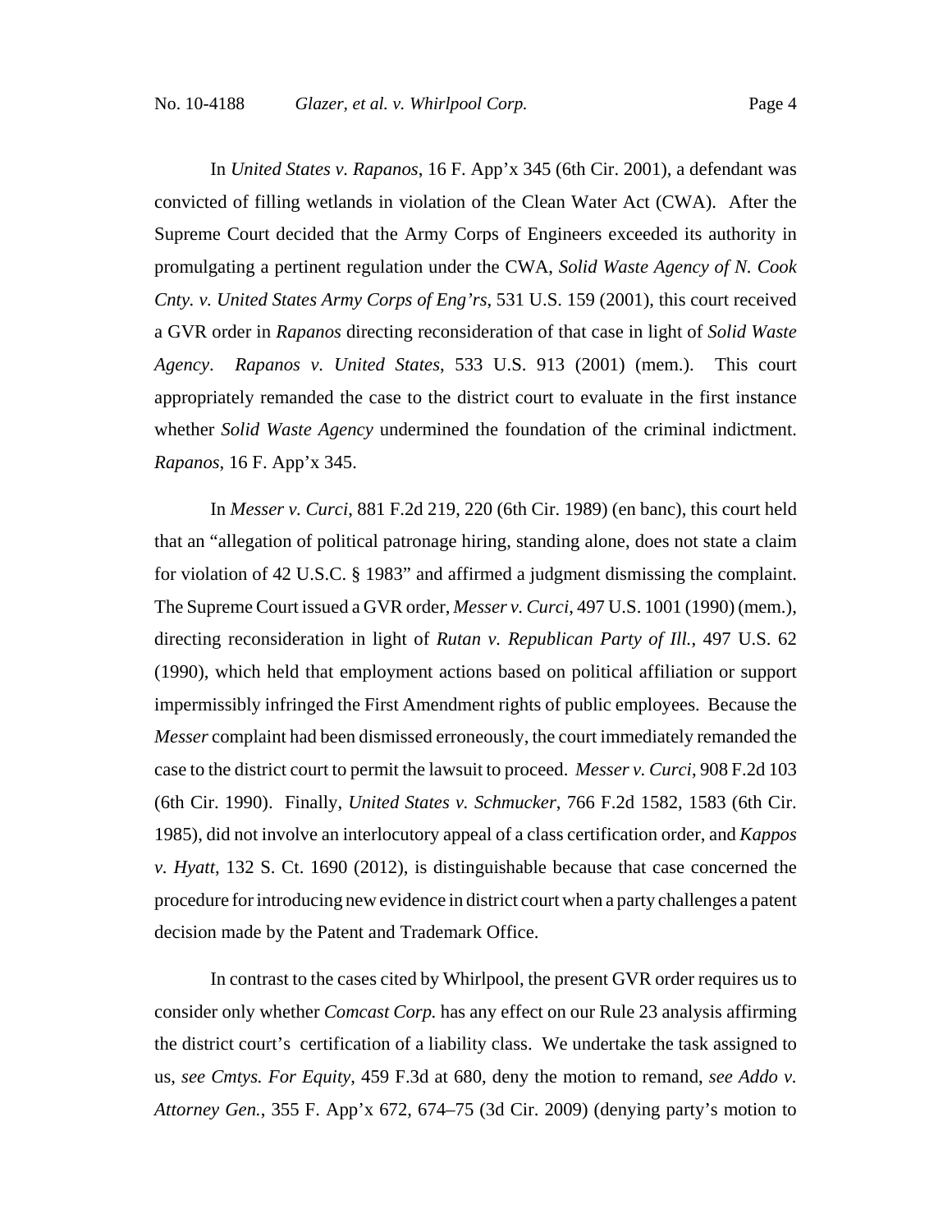In *United States v. Rapanos*, 16 F. App'x 345 (6th Cir. 2001), a defendant was convicted of filling wetlands in violation of the Clean Water Act (CWA). After the Supreme Court decided that the Army Corps of Engineers exceeded its authority in promulgating a pertinent regulation under the CWA, *Solid Waste Agency of N. Cook Cnty. v. United States Army Corps of Eng'rs*, 531 U.S. 159 (2001), this court received a GVR order in *Rapanos* directing reconsideration of that case in light of *Solid Waste Agency*. *Rapanos v. United States*, 533 U.S. 913 (2001) (mem.). This court appropriately remanded the case to the district court to evaluate in the first instance whether *Solid Waste Agency* undermined the foundation of the criminal indictment. *Rapanos*, 16 F. App'x 345.

In *Messer v. Curci*, 881 F.2d 219, 220 (6th Cir. 1989) (en banc), this court held that an "allegation of political patronage hiring, standing alone, does not state a claim for violation of 42 U.S.C. § 1983" and affirmed a judgment dismissing the complaint. The Supreme Court issued a GVR order, *Messer v. Curci*, 497 U.S. 1001 (1990) (mem.), directing reconsideration in light of *Rutan v. Republican Party of Ill.*, 497 U.S. 62 (1990), which held that employment actions based on political affiliation or support impermissibly infringed the First Amendment rights of public employees. Because the *Messer* complaint had been dismissed erroneously, the court immediately remanded the case to the district court to permit the lawsuit to proceed. *Messer v. Curci*, 908 F.2d 103 (6th Cir. 1990). Finally, *United States v. Schmucker*, 766 F.2d 1582, 1583 (6th Cir. 1985), did not involve an interlocutory appeal of a class certification order, and *Kappos v. Hyatt*, 132 S. Ct. 1690 (2012), is distinguishable because that case concerned the procedure for introducing new evidence in district court when a party challenges a patent decision made by the Patent and Trademark Office.

In contrast to the cases cited by Whirlpool, the present GVR order requires us to consider only whether *Comcast Corp.* has any effect on our Rule 23 analysis affirming the district court's certification of a liability class. We undertake the task assigned to us, *see Cmtys. For Equity*, 459 F.3d at 680, deny the motion to remand, *see Addo v. Attorney Gen.*, 355 F. App'x 672, 674–75 (3d Cir. 2009) (denying party's motion to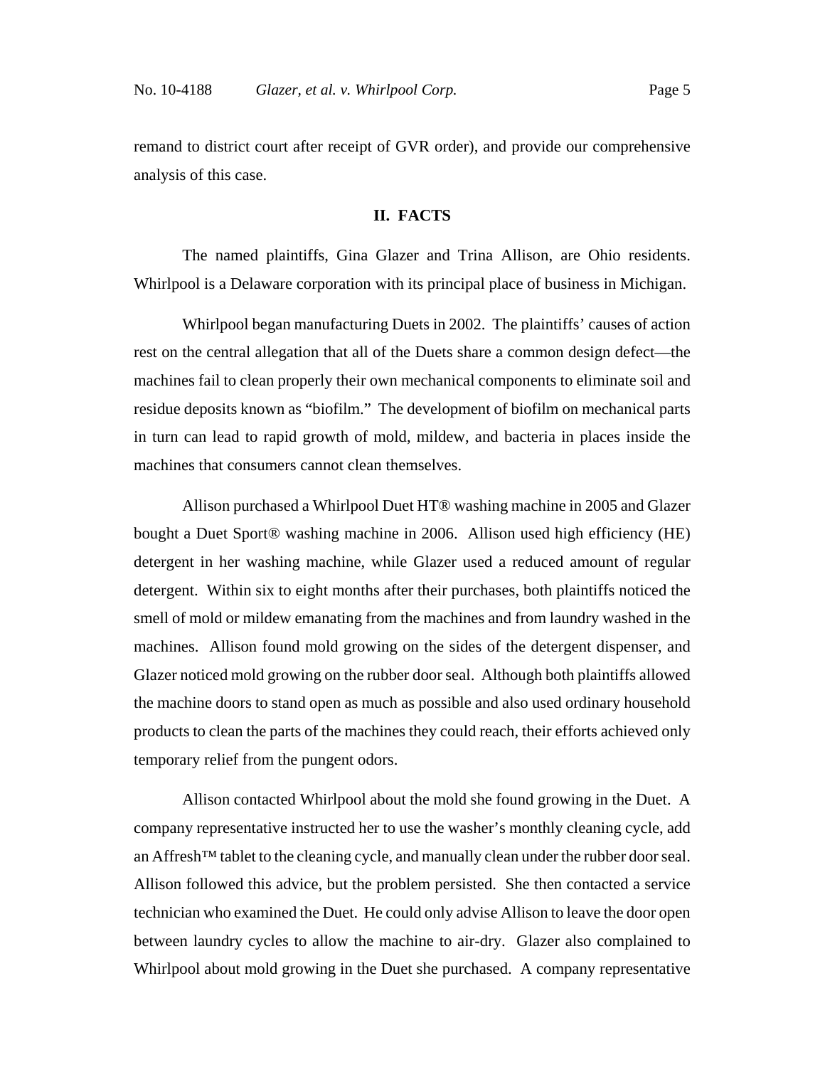remand to district court after receipt of GVR order), and provide our comprehensive analysis of this case.

## II. FACTS

The named plaintiffs, Gina Glazer and Trina Allison, are Ohio residents. Whirlpool is a Delaware corporation with its principal place of business in Michigan.

Whirlpool began manufacturing Duets in 2002. The plaintiffs' causes of action rest on the central allegation that all of the Duets share a common design defect—the machines fail to clean properly their own mechanical components to eliminate soil and residue deposits known as "biofilm." The development of biofilm on mechanical parts in turn can lead to rapid growth of mold, mildew, and bacteria in places inside the machines that consumers cannot clean themselves.

Allison purchased a Whirlpool Duet HT® washing machine in 2005 and Glazer bought a Duet Sport® washing machine in 2006. Allison used high efficiency (HE) detergent in her washing machine, while Glazer used a reduced amount of regular detergent. Within six to eight months after their purchases, both plaintiffs noticed the smell of mold or mildew emanating from the machines and from laundry washed in the machines. Allison found mold growing on the sides of the detergent dispenser, and Glazer noticed mold growing on the rubber door seal. Although both plaintiffs allowed the machine doors to stand open as much as possible and also used ordinary household products to clean the parts of the machines they could reach, their efforts achieved only temporary relief from the pungent odors.

Allison contacted Whirlpool about the mold she found growing in the Duet. A company representative instructed her to use the washer's monthly cleaning cycle, add an Affresh™ tablet to the cleaning cycle, and manually clean under the rubber door seal. Allison followed this advice, but the problem persisted. She then contacted a service technician who examined the Duet. He could only advise Allison to leave the door open between laundry cycles to allow the machine to air-dry. Glazer also complained to Whirlpool about mold growing in the Duet she purchased. A company representative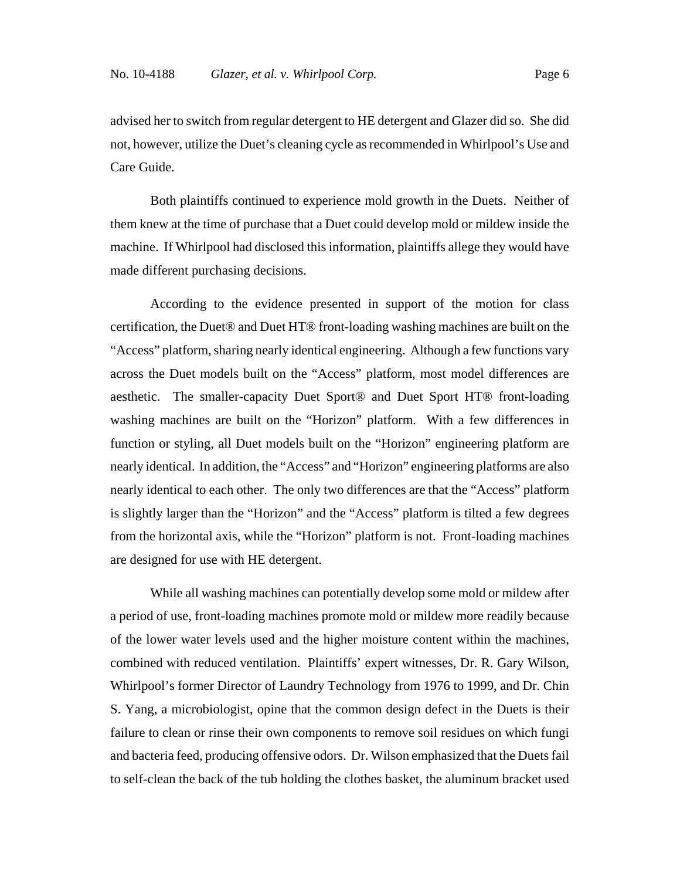advised her to switch from regular detergent to HE detergent and Glazer did so. She did not, however, utilize the Duet's cleaning cycle as recommended in Whirlpool's Use and Care Guide.

Both plaintiffs continued to experience mold growth in the Duets. Neither of them knew at the time of purchase that a Duet could develop mold or mildew inside the machine. If Whirlpool had disclosed this information, plaintiffs allege they would have made different purchasing decisions.

According to the evidence presented in support of the motion for class certification, the Duet® and Duet HT® front-loading washing machines are built on the "Access" platform, sharing nearly identical engineering. Although a few functions vary across the Duet models built on the "Access" platform, most model differences are aesthetic. The smaller-capacity Duet Sport® and Duet Sport HT® front-loading washing machines are built on the "Horizon" platform. With a few differences in function or styling, all Duet models built on the "Horizon" engineering platform are nearly identical. In addition, the "Access" and "Horizon" engineering platforms are also nearly identical to each other. The only two differences are that the "Access" platform is slightly larger than the "Horizon" and the "Access" platform is tilted a few degrees from the horizontal axis, while the "Horizon" platform is not. Front-loading machines are designed for use with HE detergent.

While all washing machines can potentially develop some mold or mildew after a period of use, front-loading machines promote mold or mildew more readily because of the lower water levels used and the higher moisture content within the machines, combined with reduced ventilation. Plaintiffs' expert witnesses, Dr. R. Gary Wilson, Whirlpool's former Director of Laundry Technology from 1976 to 1999, and Dr. Chin S. Yang, a microbiologist, opine that the common design defect in the Duets is their failure to clean or rinse their own components to remove soil residues on which fungi and bacteria feed, producing offensive odors. Dr. Wilson emphasized that the Duets fail to self-clean the back of the tub holding the clothes basket, the aluminum bracket used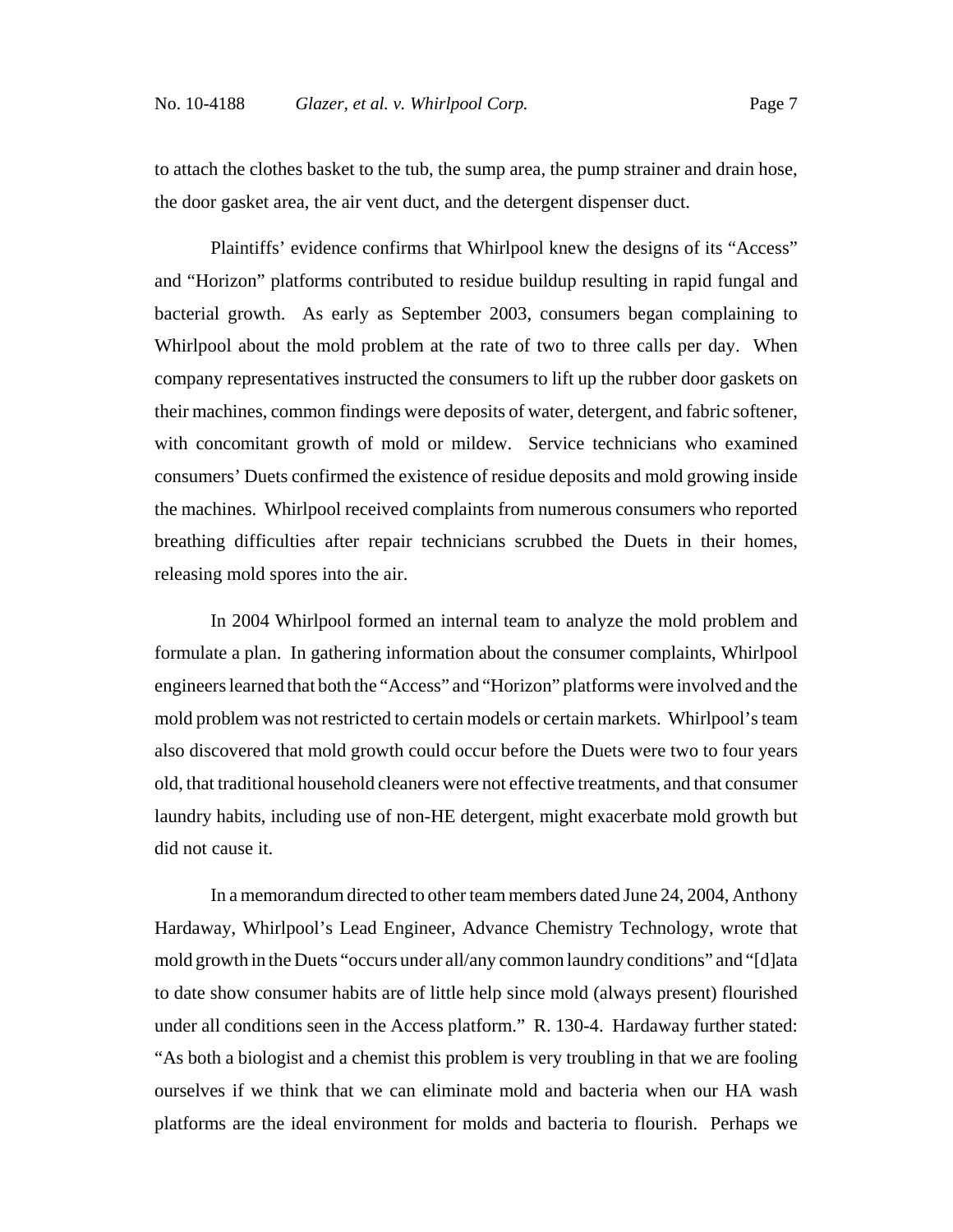to attach the clothes basket to the tub, the sump area, the pump strainer and drain hose, the door gasket area, the air vent duct, and the detergent dispenser duct.

Plaintiffs' evidence confirms that Whirlpool knew the designs of its "Access" and "Horizon" platforms contributed to residue buildup resulting in rapid fungal and bacterial growth. As early as September 2003, consumers began complaining to Whirlpool about the mold problem at the rate of two to three calls per day. When company representatives instructed the consumers to lift up the rubber door gaskets on their machines, common findings were deposits of water, detergent, and fabric softener, with concomitant growth of mold or mildew. Service technicians who examined consumers' Duets confirmed the existence of residue deposits and mold growing inside the machines. Whirlpool received complaints from numerous consumers who reported breathing difficulties after repair technicians scrubbed the Duets in their homes, releasing mold spores into the air.

In 2004 Whirlpool formed an internal team to analyze the mold problem and formulate a plan. In gathering information about the consumer complaints, Whirlpool engineers learned that both the "Access" and "Horizon" platforms were involved and the mold problem was not restricted to certain models or certain markets. Whirlpool's team also discovered that mold growth could occur before the Duets were two to four years old, that traditional household cleaners were not effective treatments, and that consumer laundry habits, including use of non-HE detergent, might exacerbate mold growth but did not cause it.

In a memorandum directed to other team members dated June 24, 2004, Anthony Hardaway, Whirlpool's Lead Engineer, Advance Chemistry Technology, wrote that mold growth in the Duets "occurs under all/any common laundry conditions" and "[d]ata to date show consumer habits are of little help since mold (always present) flourished under all conditions seen in the Access platform." R. 130-4. Hardaway further stated: "As both a biologist and a chemist this problem is very troubling in that we are fooling ourselves if we think that we can eliminate mold and bacteria when our HA wash platforms are the ideal environment for molds and bacteria to flourish. Perhaps we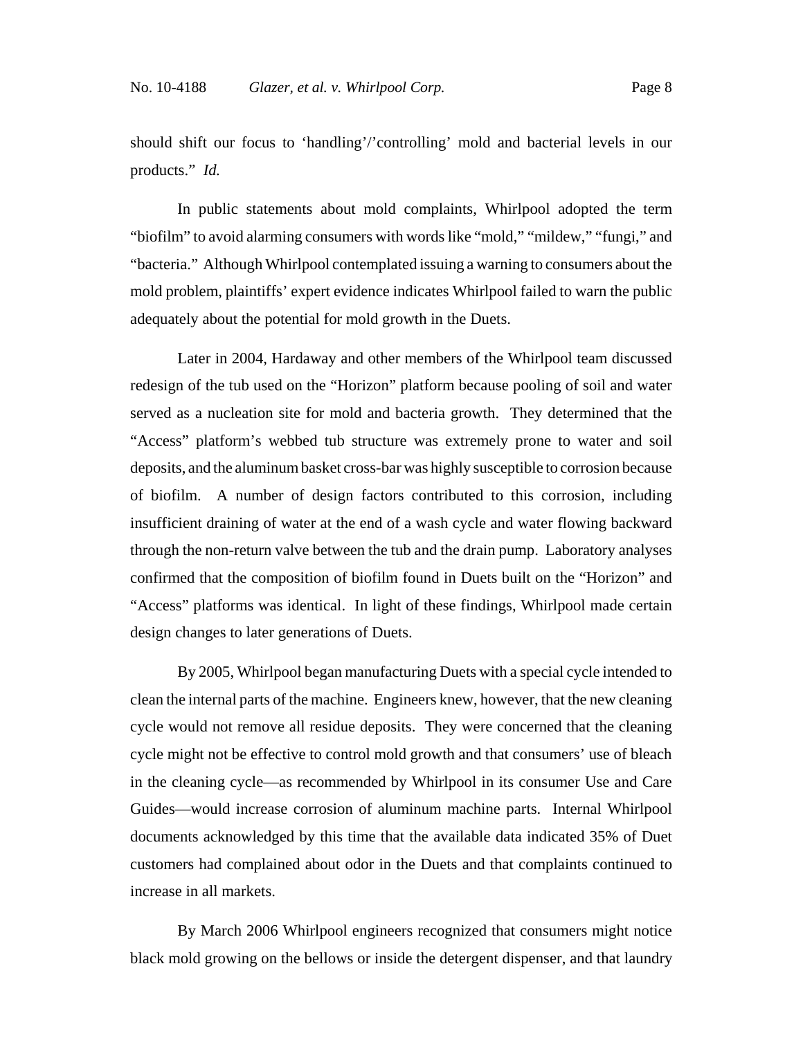should shift our focus to 'handling'/'controlling' mold and bacterial levels in our products." *Id.*

In public statements about mold complaints, Whirlpool adopted the term "biofilm" to avoid alarming consumers with words like "mold," "mildew," "fungi," and "bacteria." Although Whirlpool contemplated issuing a warning to consumers about the mold problem, plaintiffs' expert evidence indicates Whirlpool failed to warn the public adequately about the potential for mold growth in the Duets.

Later in 2004, Hardaway and other members of the Whirlpool team discussed redesign of the tub used on the "Horizon" platform because pooling of soil and water served as a nucleation site for mold and bacteria growth. They determined that the "Access" platform's webbed tub structure was extremely prone to water and soil deposits, and the aluminum basket cross-bar was highly susceptible to corrosion because of biofilm. A number of design factors contributed to this corrosion, including insufficient draining of water at the end of a wash cycle and water flowing backward through the non-return valve between the tub and the drain pump. Laboratory analyses confirmed that the composition of biofilm found in Duets built on the "Horizon" and "Access" platforms was identical. In light of these findings, Whirlpool made certain design changes to later generations of Duets.

By 2005, Whirlpool began manufacturing Duets with a special cycle intended to clean the internal parts of the machine. Engineers knew, however, that the new cleaning cycle would not remove all residue deposits. They were concerned that the cleaning cycle might not be effective to control mold growth and that consumers' use of bleach in the cleaning cycle—as recommended by Whirlpool in its consumer Use and Care Guides—would increase corrosion of aluminum machine parts. Internal Whirlpool documents acknowledged by this time that the available data indicated 35% of Duet customers had complained about odor in the Duets and that complaints continued to increase in all markets.

By March 2006 Whirlpool engineers recognized that consumers might notice black mold growing on the bellows or inside the detergent dispenser, and that laundry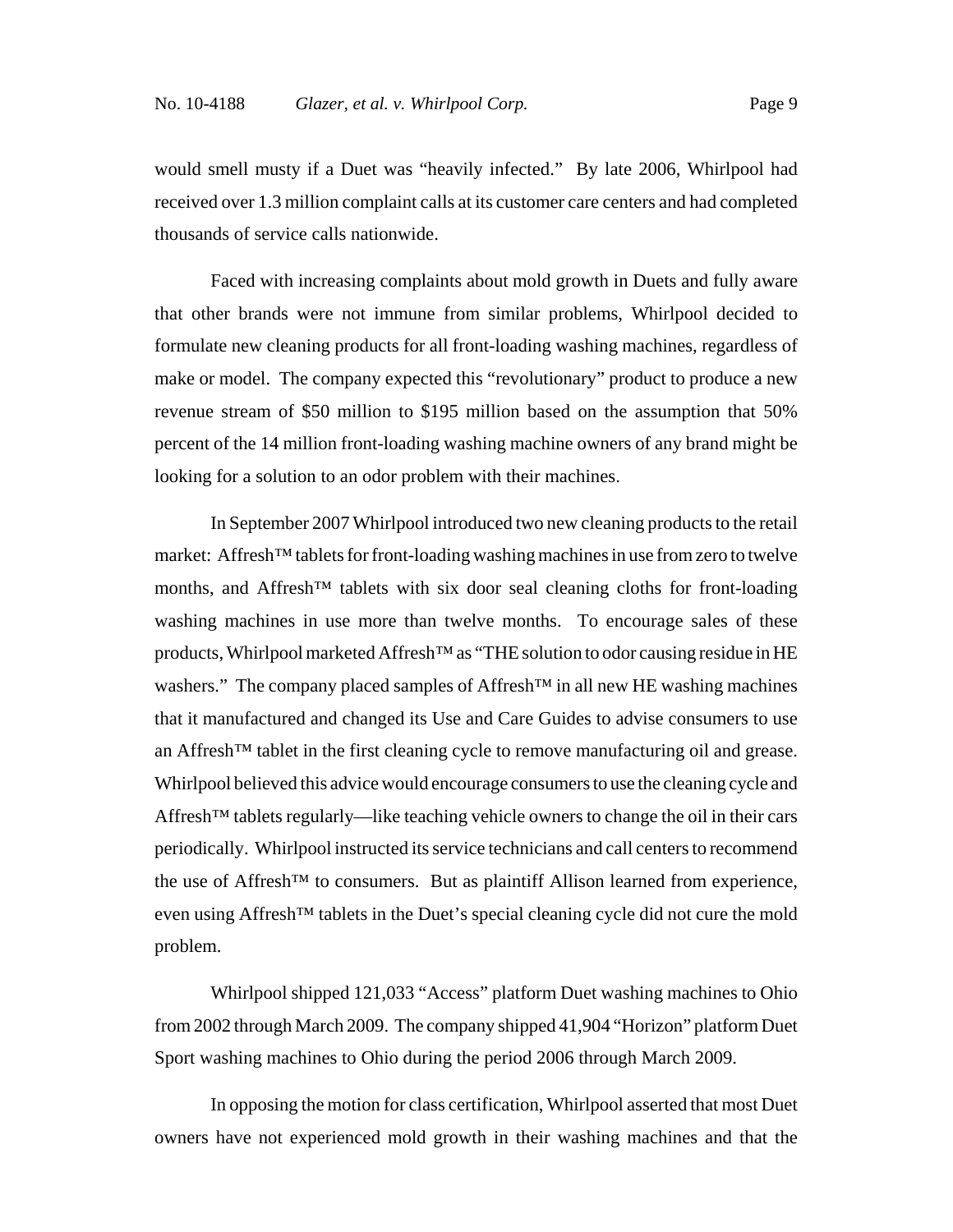would smell musty if a Duet was "heavily infected." By late 2006, Whirlpool had received over 1.3 million complaint calls at its customer care centers and had completed thousands of service calls nationwide.

Faced with increasing complaints about mold growth in Duets and fully aware that other brands were not immune from similar problems, Whirlpool decided to formulate new cleaning products for all front-loading washing machines, regardless of make or model. The company expected this "revolutionary" product to produce a new revenue stream of \$50 million to \$195 million based on the assumption that 50% percent of the 14 million front-loading washing machine owners of any brand might be looking for a solution to an odor problem with their machines.

In September 2007 Whirlpool introduced two new cleaning products to the retail market: Affresh™ tablets for front-loading washing machines in use from zero to twelve months, and Affresh™ tablets with six door seal cleaning cloths for front-loading washing machines in use more than twelve months. To encourage sales of these products, Whirlpool marketed Affresh™ as "THE solution to odor causing residue in HE washers." The company placed samples of Affresh™ in all new HE washing machines that it manufactured and changed its Use and Care Guides to advise consumers to use an Affresh™ tablet in the first cleaning cycle to remove manufacturing oil and grease. Whirlpool believed this advice would encourage consumers to use the cleaning cycle and Affresh™ tablets regularly—like teaching vehicle owners to change the oil in their cars periodically. Whirlpool instructed its service technicians and call centers to recommend the use of Affresh™ to consumers. But as plaintiff Allison learned from experience, even using Affresh™ tablets in the Duet's special cleaning cycle did not cure the mold problem.

Whirlpool shipped 121,033 "Access" platform Duet washing machines to Ohio from 2002 through March 2009. The company shipped 41,904 "Horizon" platform Duet Sport washing machines to Ohio during the period 2006 through March 2009.

In opposing the motion for class certification, Whirlpool asserted that most Duet owners have not experienced mold growth in their washing machines and that the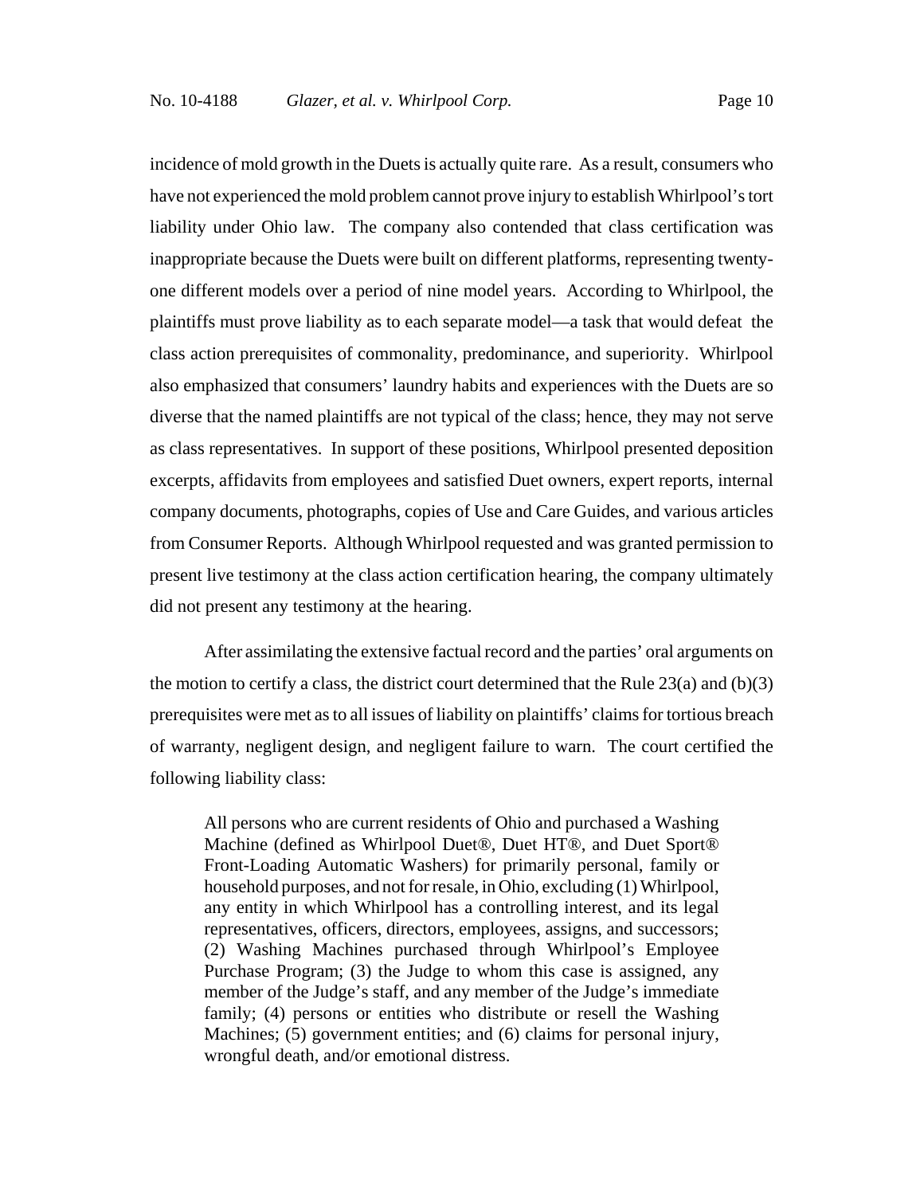incidence of mold growth in the Duets is actually quite rare. As a result, consumers who have not experienced the mold problem cannot prove injury to establish Whirlpool's tort liability under Ohio law. The company also contended that class certification was inappropriate because the Duets were built on different platforms, representing twenty-one different models over a period of nine model years. According to Whirlpool, the plaintiffs must prove liability as to each separate model—a task that would defeat the class action prerequisites of commonality, predominance, and superiority. Whirlpool also emphasized that consumers' laundry habits and experiences with the Duets are so diverse that the named plaintiffs are not typical of the class; hence, they may not serve as class representatives. In support of these positions, Whirlpool presented deposition excerpts, affidavits from employees and satisfied Duet owners, expert reports, internal company documents, photographs, copies of Use and Care Guides, and various articles from Consumer Reports. Although Whirlpool requested and was granted permission to present live testimony at the class action certification hearing, the company ultimately did not present any testimony at the hearing.

After assimilating the extensive factual record and the parties' oral arguments on the motion to certify a class, the district court determined that the Rule 23(a) and (b)(3) prerequisites were met as to all issues of liability on plaintiffs' claims for tortious breach of warranty, negligent design, and negligent failure to warn. The court certified the following liability class:

> All persons who are current residents of Ohio and purchased a Washing Machine (defined as Whirlpool Duet®, Duet HT®, and Duet Sport® Front-Loading Automatic Washers) for primarily personal, family or household purposes, and not for resale, in Ohio, excluding (1) Whirlpool, any entity in which Whirlpool has a controlling interest, and its legal representatives, officers, directors, employees, assigns, and successors; (2) Washing Machines purchased through Whirlpool's Employee Purchase Program; (3) the Judge to whom this case is assigned, any member of the Judge's staff, and any member of the Judge's immediate family; (4) persons or entities who distribute or resell the Washing Machines; (5) government entities; and (6) claims for personal injury, wrongful death, and/or emotional distress.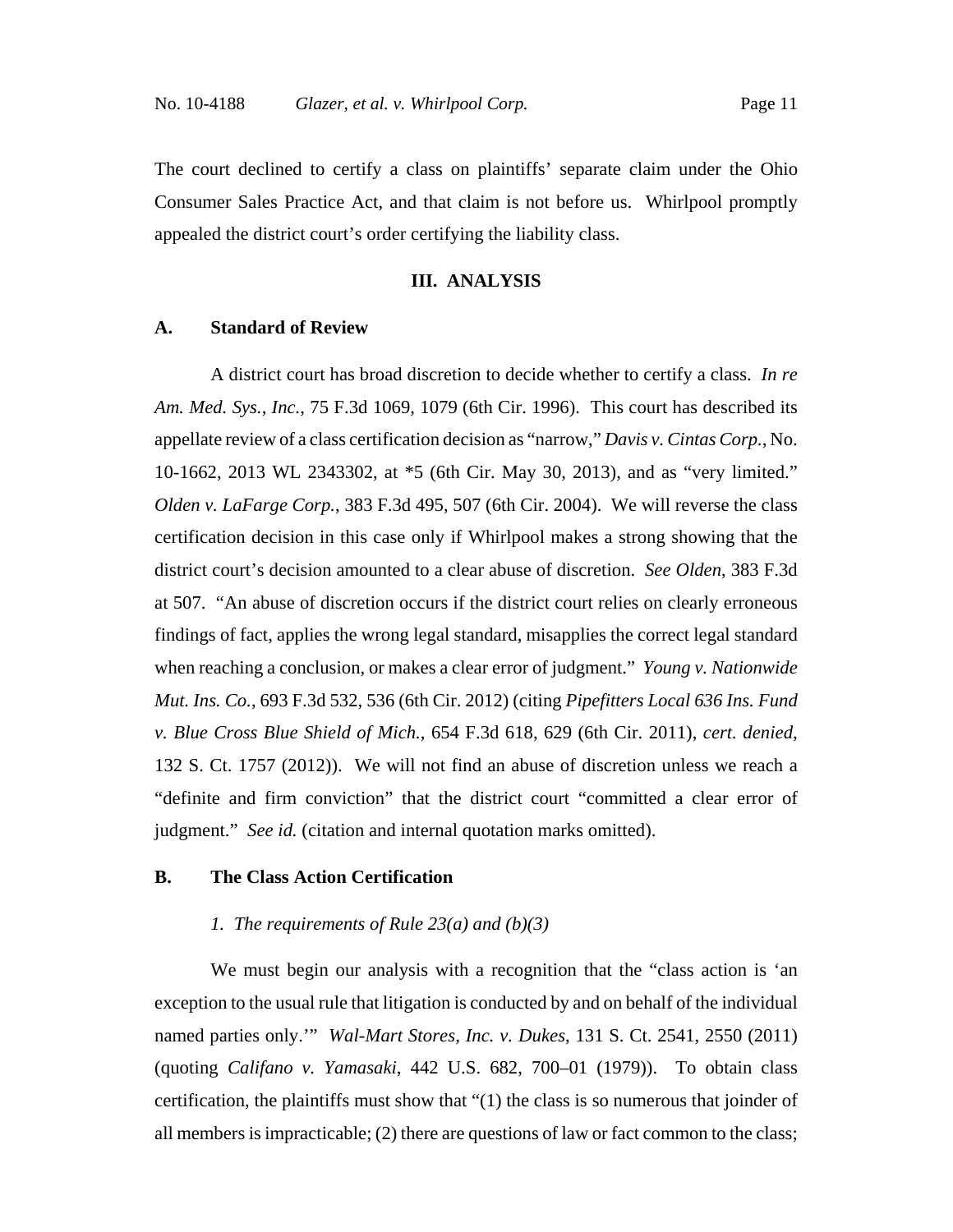The court declined to certify a class on plaintiffs' separate claim under the Ohio Consumer Sales Practice Act, and that claim is not before us. Whirlpool promptly appealed the district court's order certifying the liability class.

## III. ANALYSIS

### A. Standard of Review

A district court has broad discretion to decide whether to certify a class. *In re Am. Med. Sys., Inc.*, 75 F.3d 1069, 1079 (6th Cir. 1996). This court has described its appellate review of a class certification decision as "narrow," *Davis v. Cintas Corp.*, No. 10-1662, 2013 WL 2343302, at *5 (6th Cir. May 30, 2013), and as "very limited." *Olden v. LaFarge Corp.*, 383 F.3d 495, 507 (6th Cir. 2004). We will reverse the class certification decision in this case only if Whirlpool makes a strong showing that the district court's decision amounted to a clear abuse of discretion. *See Olden*, 383 F.3d at 507. "An abuse of discretion occurs if the district court relies on clearly erroneous findings of fact, applies the wrong legal standard, misapplies the correct legal standard when reaching a conclusion, or makes a clear error of judgment." *Young v. Nationwide Mut. Ins. Co.*, 693 F.3d 532, 536 (6th Cir. 2012) (citing *Pipefitters Local 636 Ins. Fund v. Blue Cross Blue Shield of Mich.*, 654 F.3d 618, 629 (6th Cir. 2011), *cert. denied*, 132 S. Ct. 1757 (2012)). We will not find an abuse of discretion unless we reach a "definite and firm conviction" that the district court "committed a clear error of judgment." *See id.* (citation and internal quotation marks omitted).

### B. The Class Action Certification

#### *1. The requirements of Rule 23(a) and (b)(3)*

We must begin our analysis with a recognition that the "class action is 'an exception to the usual rule that litigation is conducted by and on behalf of the individual named parties only.'" *Wal-Mart Stores, Inc. v. Dukes*, 131 S. Ct. 2541, 2550 (2011) (quoting *Califano v. Yamasaki*, 442 U.S. 682, 700–01 (1979)). To obtain class certification, the plaintiffs must show that "(1) the class is so numerous that joinder of all members is impracticable; (2) there are questions of law or fact common to the class;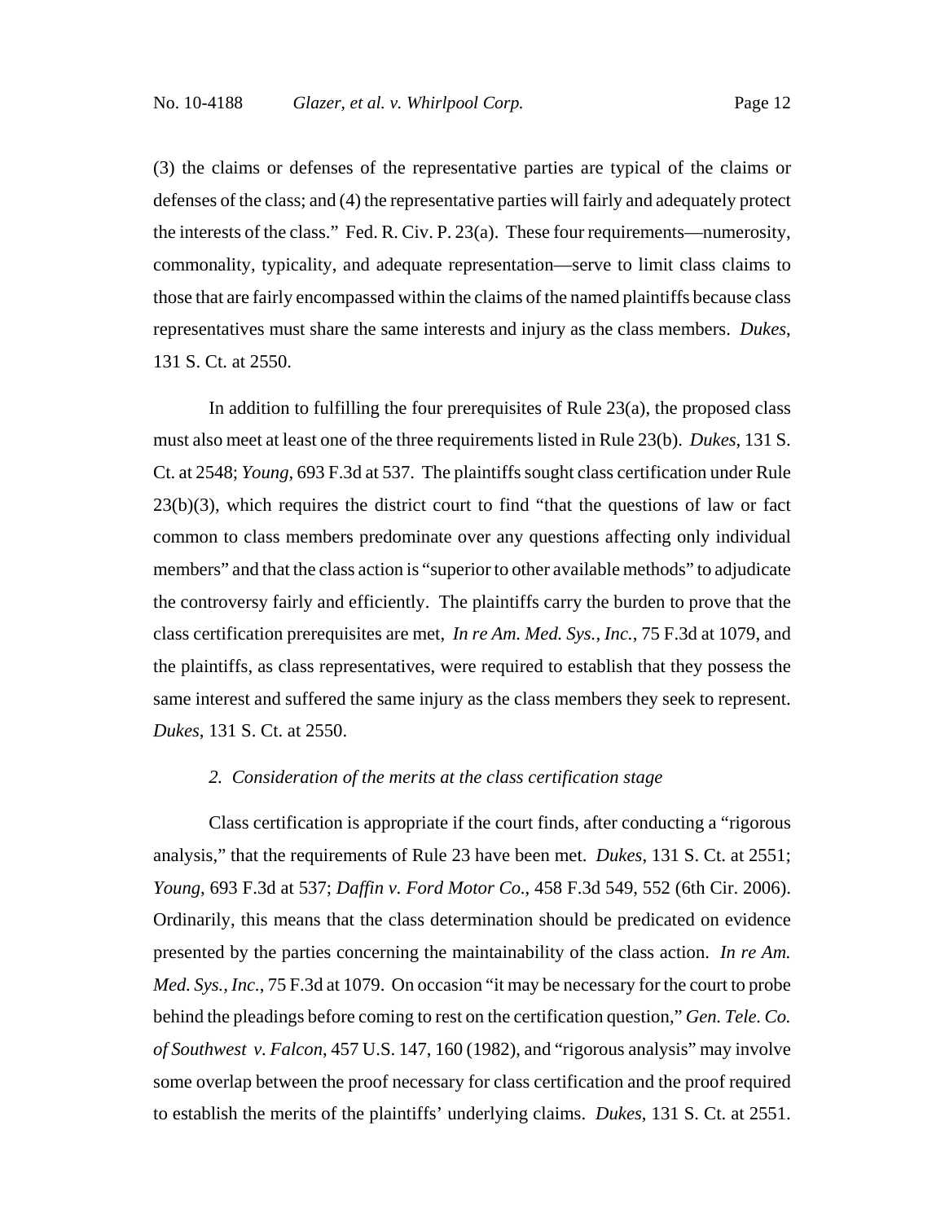(3) the claims or defenses of the representative parties are typical of the claims or defenses of the class; and (4) the representative parties will fairly and adequately protect the interests of the class." Fed. R. Civ. P. 23(a). These four requirements—numerosity, commonality, typicality, and adequate representation—serve to limit class claims to those that are fairly encompassed within the claims of the named plaintiffs because class representatives must share the same interests and injury as the class members. *Dukes*, 131 S. Ct. at 2550.

In addition to fulfilling the four prerequisites of Rule 23(a), the proposed class must also meet at least one of the three requirements listed in Rule 23(b). *Dukes*, 131 S. Ct. at 2548; *Young*, 693 F.3d at 537. The plaintiffs sought class certification under Rule 23(b)(3), which requires the district court to find "that the questions of law or fact common to class members predominate over any questions affecting only individual members" and that the class action is "superior to other available methods" to adjudicate the controversy fairly and efficiently. The plaintiffs carry the burden to prove that the class certification prerequisites are met, *In re Am. Med. Sys., Inc.*, 75 F.3d at 1079, and the plaintiffs, as class representatives, were required to establish that they possess the same interest and suffered the same injury as the class members they seek to represent. *Dukes*, 131 S. Ct. at 2550.

*2. Consideration of the merits at the class certification stage*

Class certification is appropriate if the court finds, after conducting a "rigorous analysis," that the requirements of Rule 23 have been met. *Dukes*, 131 S. Ct. at 2551; *Young*, 693 F.3d at 537; *Daffin v. Ford Motor Co.*, 458 F.3d 549, 552 (6th Cir. 2006). Ordinarily, this means that the class determination should be predicated on evidence presented by the parties concerning the maintainability of the class action. *In re Am. Med. Sys., Inc.*, 75 F.3d at 1079. On occasion "it may be necessary for the court to probe behind the pleadings before coming to rest on the certification question," *Gen. Tele. Co. of Southwest v. Falcon*, 457 U.S. 147, 160 (1982), and "rigorous analysis" may involve some overlap between the proof necessary for class certification and the proof required to establish the merits of the plaintiffs' underlying claims. *Dukes*, 131 S. Ct. at 2551.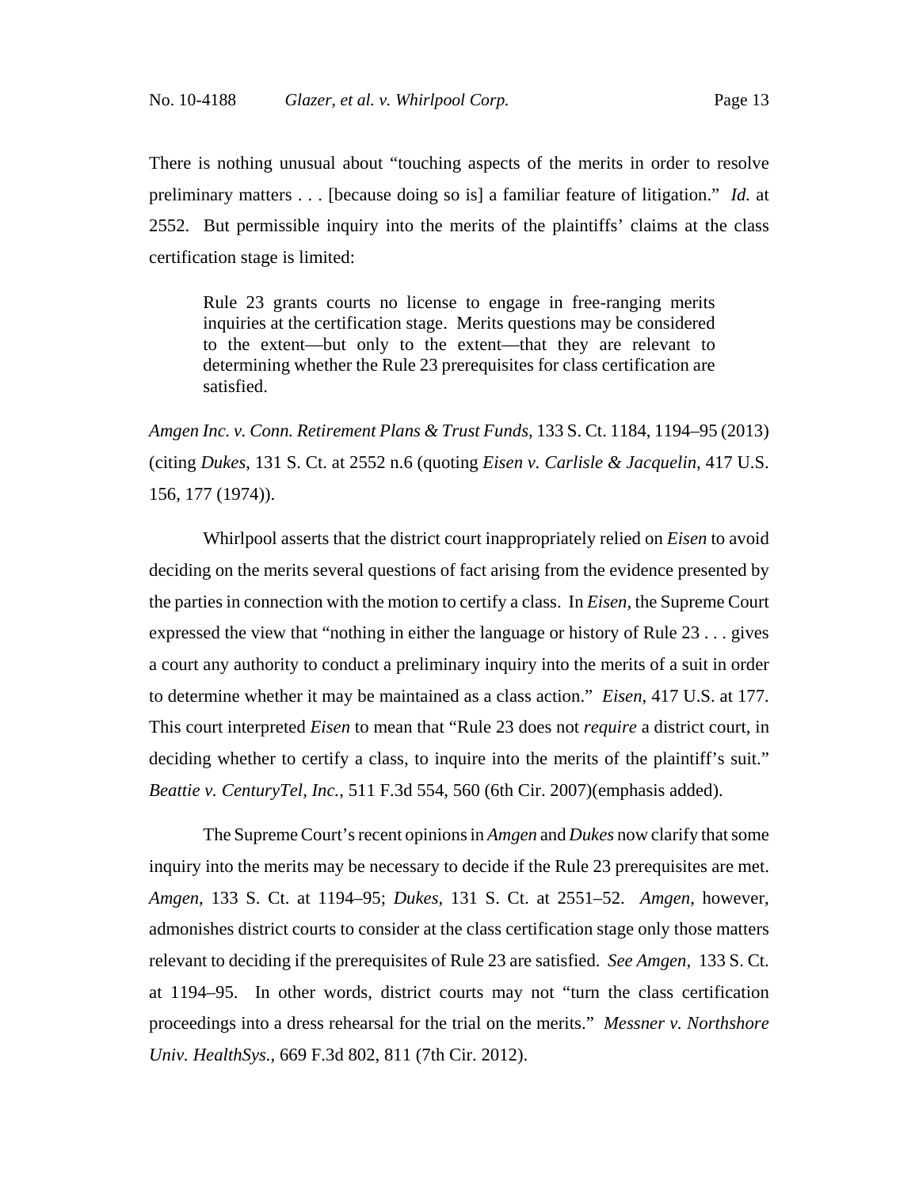There is nothing unusual about "touching aspects of the merits in order to resolve preliminary matters . . . [because doing so is] a familiar feature of litigation." *Id.* at 2552. But permissible inquiry into the merits of the plaintiffs' claims at the class certification stage is limited:

> Rule 23 grants courts no license to engage in free-ranging merits inquiries at the certification stage. Merits questions may be considered to the extent—but only to the extent—that they are relevant to determining whether the Rule 23 prerequisites for class certification are satisfied.

*Amgen Inc. v. Conn. Retirement Plans & Trust Funds*, 133 S. Ct. 1184, 1194–95 (2013) (citing *Dukes*, 131 S. Ct. at 2552 n.6 (quoting *Eisen v. Carlisle & Jacquelin*, 417 U.S. 156, 177 (1974)).

Whirlpool asserts that the district court inappropriately relied on *Eisen* to avoid deciding on the merits several questions of fact arising from the evidence presented by the parties in connection with the motion to certify a class. In *Eisen*, the Supreme Court expressed the view that "nothing in either the language or history of Rule 23 . . . gives a court any authority to conduct a preliminary inquiry into the merits of a suit in order to determine whether it may be maintained as a class action." *Eisen*, 417 U.S. at 177. This court interpreted *Eisen* to mean that "Rule 23 does not *require* a district court, in deciding whether to certify a class, to inquire into the merits of the plaintiff's suit." *Beattie v. CenturyTel, Inc.*, 511 F.3d 554, 560 (6th Cir. 2007)(emphasis added).

The Supreme Court's recent opinions in *Amgen* and *Dukes* now clarify that some inquiry into the merits may be necessary to decide if the Rule 23 prerequisites are met. *Amgen*, 133 S. Ct. at 1194–95; *Dukes*, 131 S. Ct. at 2551–52. *Amgen*, however, admonishes district courts to consider at the class certification stage only those matters relevant to deciding if the prerequisites of Rule 23 are satisfied. *See Amgen*, 133 S. Ct. at 1194–95. In other words, district courts may not "turn the class certification proceedings into a dress rehearsal for the trial on the merits." *Messner v. Northshore Univ. HealthSys.*, 669 F.3d 802, 811 (7th Cir. 2012).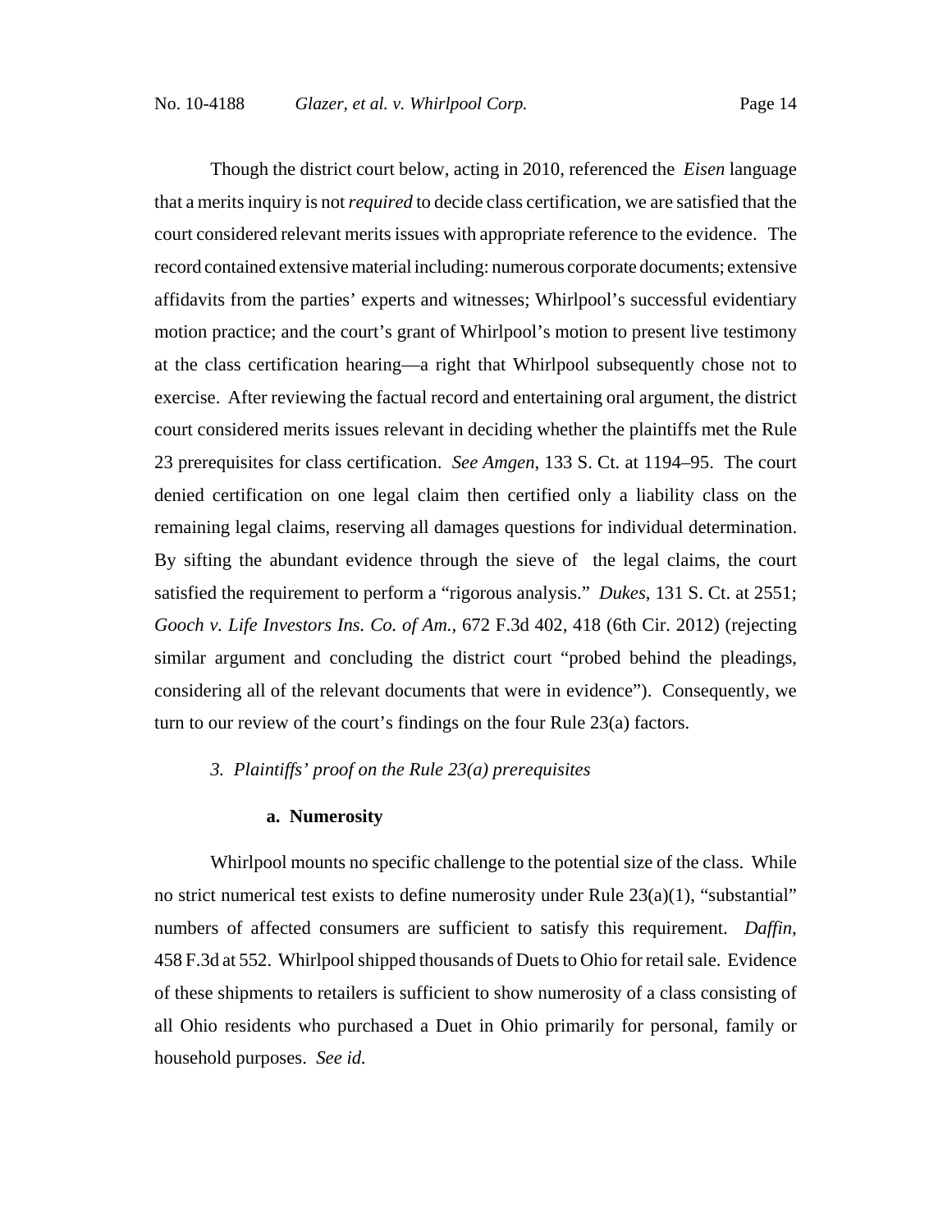Though the district court below, acting in 2010, referenced the *Eisen* language that a merits inquiry is not *required* to decide class certification, we are satisfied that the court considered relevant merits issues with appropriate reference to the evidence. The record contained extensive material including: numerous corporate documents; extensive affidavits from the parties' experts and witnesses; Whirlpool's successful evidentiary motion practice; and the court's grant of Whirlpool's motion to present live testimony at the class certification hearing—a right that Whirlpool subsequently chose not to exercise. After reviewing the factual record and entertaining oral argument, the district court considered merits issues relevant in deciding whether the plaintiffs met the Rule 23 prerequisites for class certification. *See Amgen*, 133 S. Ct. at 1194–95. The court denied certification on one legal claim then certified only a liability class on the remaining legal claims, reserving all damages questions for individual determination. By sifting the abundant evidence through the sieve of the legal claims, the court satisfied the requirement to perform a "rigorous analysis." *Dukes*, 131 S. Ct. at 2551; *Gooch v. Life Investors Ins. Co. of Am.*, 672 F.3d 402, 418 (6th Cir. 2012) (rejecting similar argument and concluding the district court "probed behind the pleadings, considering all of the relevant documents that were in evidence"). Consequently, we turn to our review of the court's findings on the four Rule 23(a) factors.

*3. Plaintiffs' proof on the Rule 23(a) prerequisites*

**a. Numerosity**

Whirlpool mounts no specific challenge to the potential size of the class. While no strict numerical test exists to define numerosity under Rule 23(a)(1), "substantial" numbers of affected consumers are sufficient to satisfy this requirement. *Daffin*, 458 F.3d at 552. Whirlpool shipped thousands of Duets to Ohio for retail sale. Evidence of these shipments to retailers is sufficient to show numerosity of a class consisting of all Ohio residents who purchased a Duet in Ohio primarily for personal, family or household purposes. *See id.*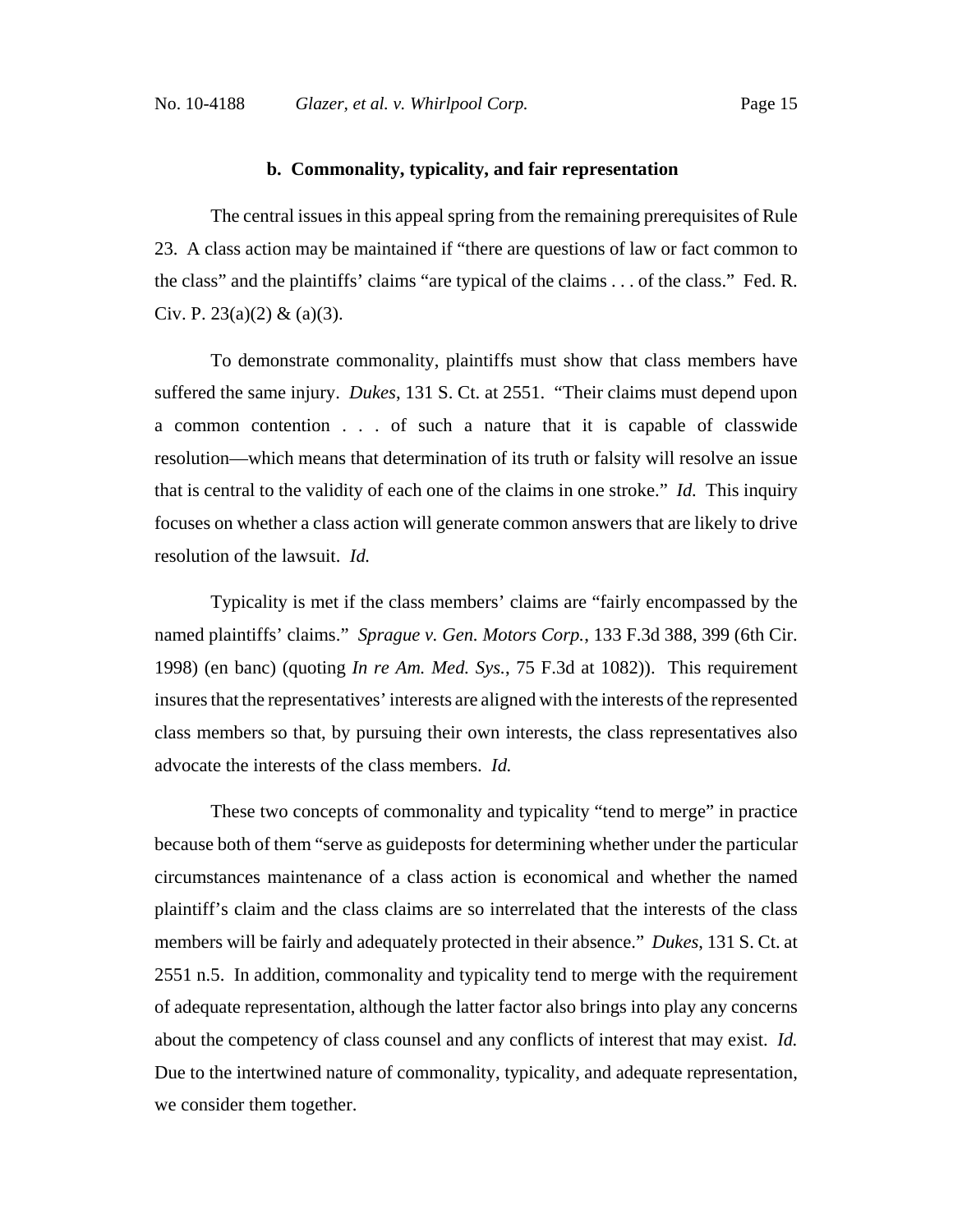### b. Commonality, typicality, and fair representation

The central issues in this appeal spring from the remaining prerequisites of Rule 23. A class action may be maintained if "there are questions of law or fact common to the class" and the plaintiffs' claims "are typical of the claims . . . of the class." Fed. R. Civ. P. 23(a)(2) & (a)(3).

To demonstrate commonality, plaintiffs must show that class members have suffered the same injury. *Dukes*, 131 S. Ct. at 2551. "Their claims must depend upon a common contention . . . of such a nature that it is capable of classwide resolution—which means that determination of its truth or falsity will resolve an issue that is central to the validity of each one of the claims in one stroke." *Id.* This inquiry focuses on whether a class action will generate common answers that are likely to drive resolution of the lawsuit. *Id.*

Typicality is met if the class members' claims are "fairly encompassed by the named plaintiffs' claims." *Sprague v. Gen. Motors Corp.*, 133 F.3d 388, 399 (6th Cir. 1998) (en banc) (quoting *In re Am. Med. Sys.*, 75 F.3d at 1082)). This requirement insures that the representatives' interests are aligned with the interests of the represented class members so that, by pursuing their own interests, the class representatives also advocate the interests of the class members. *Id.*

These two concepts of commonality and typicality "tend to merge" in practice because both of them "serve as guideposts for determining whether under the particular circumstances maintenance of a class action is economical and whether the named plaintiff's claim and the class claims are so interrelated that the interests of the class members will be fairly and adequately protected in their absence." *Dukes*, 131 S. Ct. at 2551 n.5. In addition, commonality and typicality tend to merge with the requirement of adequate representation, although the latter factor also brings into play any concerns about the competency of class counsel and any conflicts of interest that may exist. *Id.* Due to the intertwined nature of commonality, typicality, and adequate representation, we consider them together.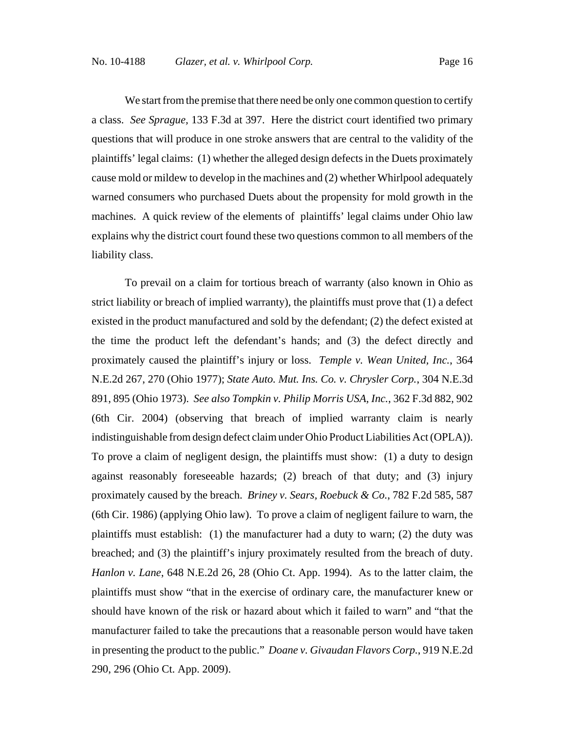We start from the premise that there need be only one common question to certify a class. *See Sprague,* 133 F.3d at 397. Here the district court identified two primary questions that will produce in one stroke answers that are central to the validity of the plaintiffs' legal claims: (1) whether the alleged design defects in the Duets proximately cause mold or mildew to develop in the machines and (2) whether Whirlpool adequately warned consumers who purchased Duets about the propensity for mold growth in the machines. A quick review of the elements of plaintiffs' legal claims under Ohio law explains why the district court found these two questions common to all members of the liability class.

To prevail on a claim for tortious breach of warranty (also known in Ohio as strict liability or breach of implied warranty), the plaintiffs must prove that (1) a defect existed in the product manufactured and sold by the defendant; (2) the defect existed at the time the product left the defendant's hands; and (3) the defect directly and proximately caused the plaintiff's injury or loss. *Temple v. Wean United, Inc.*, 364 N.E.2d 267, 270 (Ohio 1977); *State Auto. Mut. Ins. Co. v. Chrysler Corp.*, 304 N.E.3d 891, 895 (Ohio 1973). *See also Tompkin v. Philip Morris USA, Inc.*, 362 F.3d 882, 902 (6th Cir. 2004) (observing that breach of implied warranty claim is nearly indistinguishable from design defect claim under Ohio Product Liabilities Act (OPLA)). To prove a claim of negligent design, the plaintiffs must show: (1) a duty to design against reasonably foreseeable hazards; (2) breach of that duty; and (3) injury proximately caused by the breach. *Briney v. Sears, Roebuck & Co.*, 782 F.2d 585, 587 (6th Cir. 1986) (applying Ohio law). To prove a claim of negligent failure to warn, the plaintiffs must establish: (1) the manufacturer had a duty to warn; (2) the duty was breached; and (3) the plaintiff's injury proximately resulted from the breach of duty. *Hanlon v. Lane*, 648 N.E.2d 26, 28 (Ohio Ct. App. 1994). As to the latter claim, the plaintiffs must show "that in the exercise of ordinary care, the manufacturer knew or should have known of the risk or hazard about which it failed to warn" and "that the manufacturer failed to take the precautions that a reasonable person would have taken in presenting the product to the public." *Doane v. Givaudan Flavors Corp.*, 919 N.E.2d 290, 296 (Ohio Ct. App. 2009).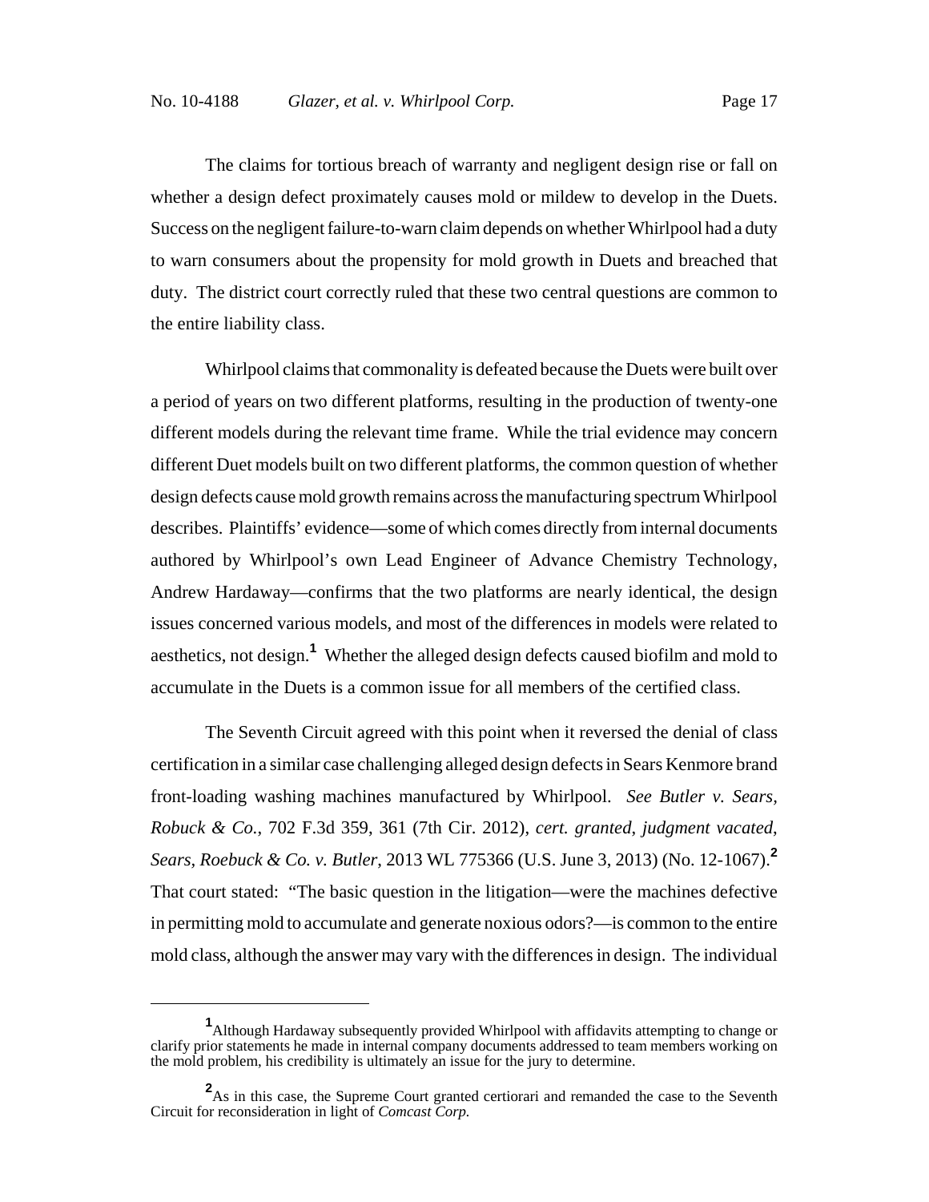The claims for tortious breach of warranty and negligent design rise or fall on whether a design defect proximately causes mold or mildew to develop in the Duets. Success on the negligent failure-to-warn claim depends on whether Whirlpool had a duty to warn consumers about the propensity for mold growth in Duets and breached that duty. The district court correctly ruled that these two central questions are common to the entire liability class.

Whirlpool claims that commonality is defeated because the Duets were built over a period of years on two different platforms, resulting in the production of twenty-one different models during the relevant time frame. While the trial evidence may concern different Duet models built on two different platforms, the common question of whether design defects cause mold growth remains across the manufacturing spectrum Whirlpool describes. Plaintiffs' evidence—some of which comes directly from internal documents authored by Whirlpool's own Lead Engineer of Advance Chemistry Technology, Andrew Hardaway—confirms that the two platforms are nearly identical, the design issues concerned various models, and most of the differences in models were related to aesthetics, not design.[1] Whether the alleged design defects caused biofilm and mold to accumulate in the Duets is a common issue for all members of the certified class.

The Seventh Circuit agreed with this point when it reversed the denial of class certification in a similar case challenging alleged design defects in Sears Kenmore brand front-loading washing machines manufactured by Whirlpool. *See Butler v. Sears, Robuck & Co.*, 702 F.3d 359, 361 (7th Cir. 2012), *cert. granted*, *judgment vacated*, *Sears, Roebuck & Co. v. Butler*, 2013 WL 775366 (U.S. June 3, 2013) (No. 12-1067).[2] That court stated: "The basic question in the litigation—were the machines defective in permitting mold to accumulate and generate noxious odors?—is common to the entire mold class, although the answer may vary with the differences in design. The individual

---

[1] Although Hardaway subsequently provided Whirlpool with affidavits attempting to change or clarify prior statements he made in internal company documents addressed to team members working on the mold problem, his credibility is ultimately an issue for the jury to determine.

[2] As in this case, the Supreme Court granted certiorari and remanded the case to the Seventh Circuit for reconsideration in light of *Comcast Corp.*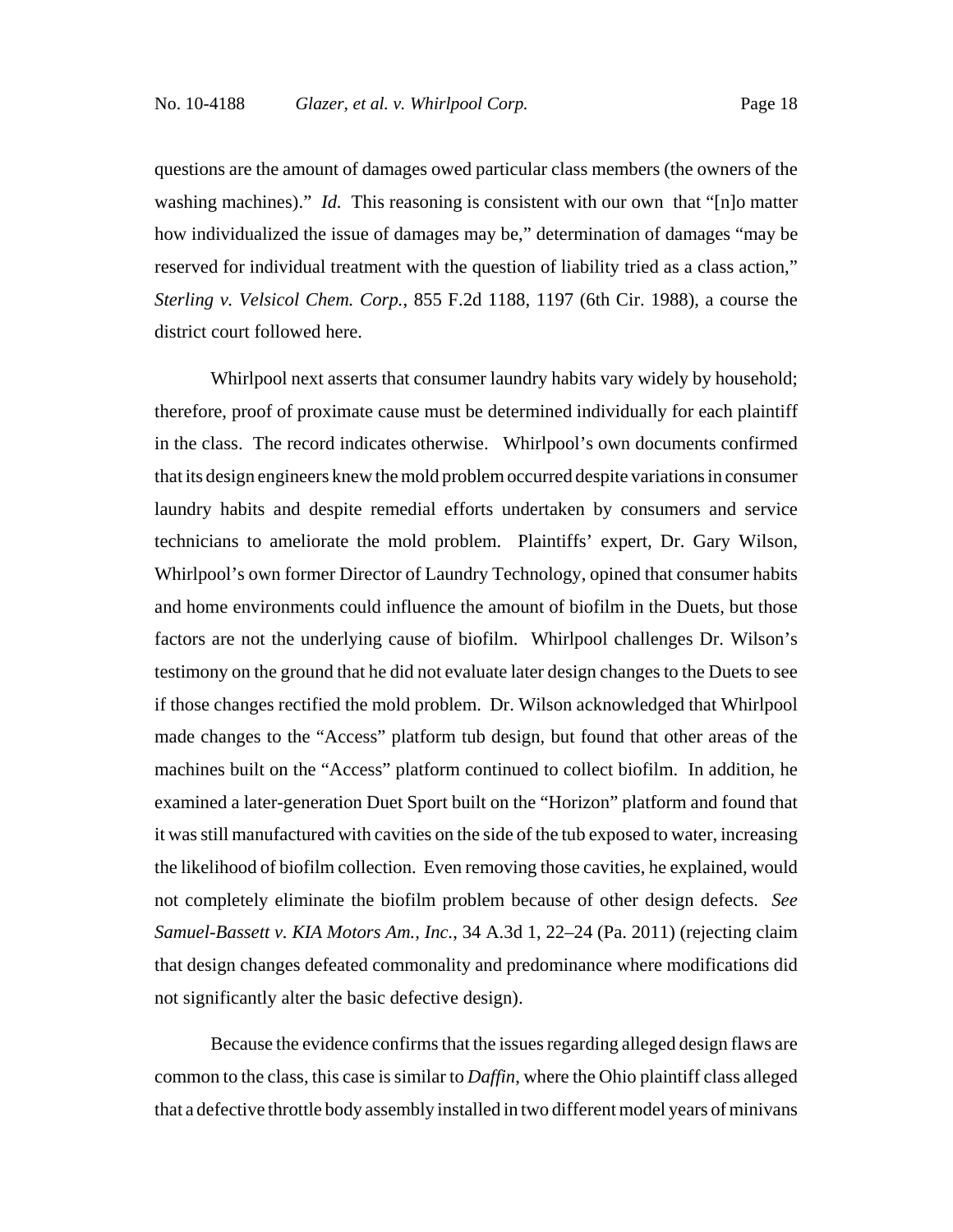questions are the amount of damages owed particular class members (the owners of the washing machines)." *Id.* This reasoning is consistent with our own that "[n]o matter how individualized the issue of damages may be," determination of damages "may be reserved for individual treatment with the question of liability tried as a class action," *Sterling v. Velsicol Chem. Corp.*, 855 F.2d 1188, 1197 (6th Cir. 1988), a course the district court followed here.

Whirlpool next asserts that consumer laundry habits vary widely by household; therefore, proof of proximate cause must be determined individually for each plaintiff in the class. The record indicates otherwise. Whirlpool's own documents confirmed that its design engineers knew the mold problem occurred despite variations in consumer laundry habits and despite remedial efforts undertaken by consumers and service technicians to ameliorate the mold problem. Plaintiffs' expert, Dr. Gary Wilson, Whirlpool's own former Director of Laundry Technology, opined that consumer habits and home environments could influence the amount of biofilm in the Duets, but those factors are not the underlying cause of biofilm. Whirlpool challenges Dr. Wilson's testimony on the ground that he did not evaluate later design changes to the Duets to see if those changes rectified the mold problem. Dr. Wilson acknowledged that Whirlpool made changes to the "Access" platform tub design, but found that other areas of the machines built on the "Access" platform continued to collect biofilm. In addition, he examined a later-generation Duet Sport built on the "Horizon" platform and found that it was still manufactured with cavities on the side of the tub exposed to water, increasing the likelihood of biofilm collection. Even removing those cavities, he explained, would not completely eliminate the biofilm problem because of other design defects. *See Samuel-Bassett v. KIA Motors Am., Inc.*, 34 A.3d 1, 22–24 (Pa. 2011) (rejecting claim that design changes defeated commonality and predominance where modifications did not significantly alter the basic defective design).

Because the evidence confirms that the issues regarding alleged design flaws are common to the class, this case is similar to *Daffin*, where the Ohio plaintiff class alleged that a defective throttle body assembly installed in two different model years of minivans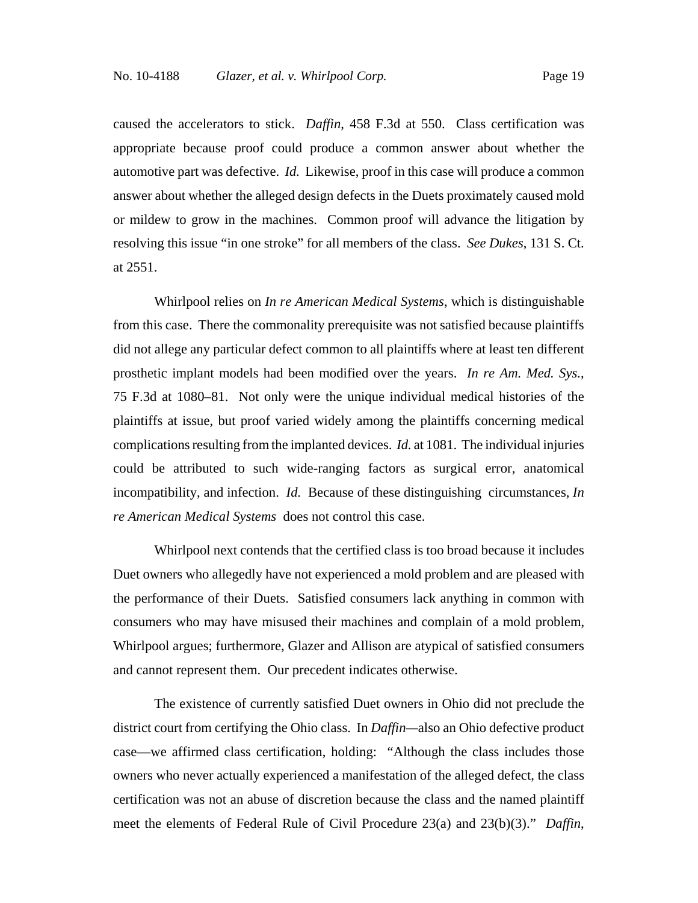caused the accelerators to stick. *Daffin*, 458 F.3d at 550. Class certification was appropriate because proof could produce a common answer about whether the automotive part was defective. *Id.* Likewise, proof in this case will produce a common answer about whether the alleged design defects in the Duets proximately caused mold or mildew to grow in the machines. Common proof will advance the litigation by resolving this issue "in one stroke" for all members of the class. *See Dukes*, 131 S. Ct. at 2551.

Whirlpool relies on *In re American Medical Systems*, which is distinguishable from this case. There the commonality prerequisite was not satisfied because plaintiffs did not allege any particular defect common to all plaintiffs where at least ten different prosthetic implant models had been modified over the years. *In re Am. Med. Sys.*, 75 F.3d at 1080–81. Not only were the unique individual medical histories of the plaintiffs at issue, but proof varied widely among the plaintiffs concerning medical complications resulting from the implanted devices. *Id.* at 1081. The individual injuries could be attributed to such wide-ranging factors as surgical error, anatomical incompatibility, and infection. *Id.* Because of these distinguishing circumstances, *In re American Medical Systems* does not control this case.

Whirlpool next contends that the certified class is too broad because it includes Duet owners who allegedly have not experienced a mold problem and are pleased with the performance of their Duets. Satisfied consumers lack anything in common with consumers who may have misused their machines and complain of a mold problem, Whirlpool argues; furthermore, Glazer and Allison are atypical of satisfied consumers and cannot represent them. Our precedent indicates otherwise.

The existence of currently satisfied Duet owners in Ohio did not preclude the district court from certifying the Ohio class. In *Daffin*—also an Ohio defective product case—we affirmed class certification, holding: "Although the class includes those owners who never actually experienced a manifestation of the alleged defect, the class certification was not an abuse of discretion because the class and the named plaintiff meet the elements of Federal Rule of Civil Procedure 23(a) and 23(b)(3)." *Daffin*,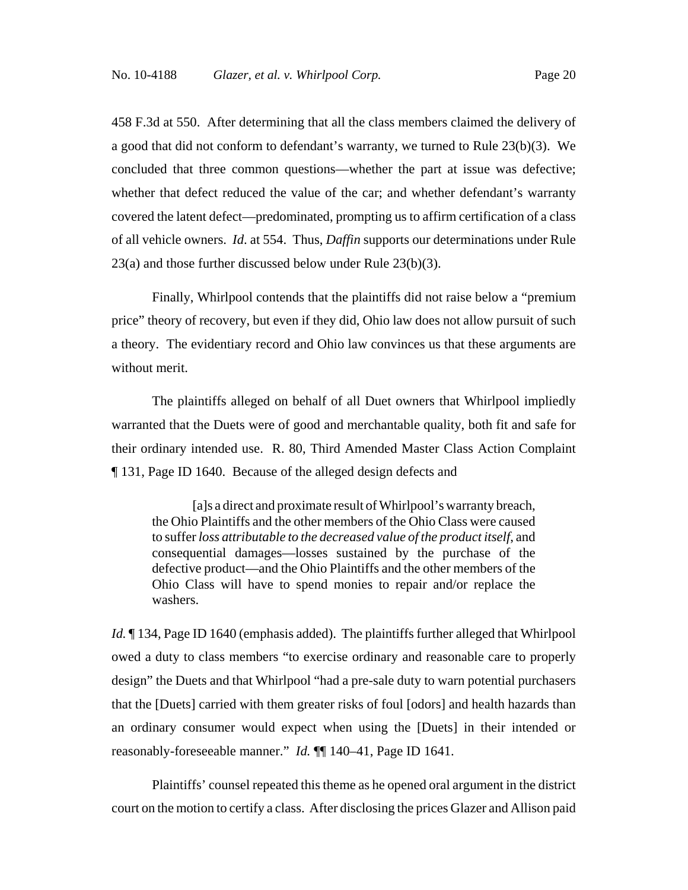458 F.3d at 550. After determining that all the class members claimed the delivery of a good that did not conform to defendant's warranty, we turned to Rule 23(b)(3). We concluded that three common questions—whether the part at issue was defective; whether that defect reduced the value of the car; and whether defendant's warranty covered the latent defect—predominated, prompting us to affirm certification of a class of all vehicle owners. *Id*. at 554. Thus, *Daffin* supports our determinations under Rule 23(a) and those further discussed below under Rule 23(b)(3).

Finally, Whirlpool contends that the plaintiffs did not raise below a "premium price" theory of recovery, but even if they did, Ohio law does not allow pursuit of such a theory. The evidentiary record and Ohio law convinces us that these arguments are without merit.

The plaintiffs alleged on behalf of all Duet owners that Whirlpool impliedly warranted that the Duets were of good and merchantable quality, both fit and safe for their ordinary intended use. R. 80, Third Amended Master Class Action Complaint ¶ 131, Page ID 1640. Because of the alleged design defects and

> [a]s a direct and proximate result of Whirlpool's warranty breach, the Ohio Plaintiffs and the other members of the Ohio Class were caused to suffer *loss attributable to the decreased value of the product itself*, and consequential damages—losses sustained by the purchase of the defective product—and the Ohio Plaintiffs and the other members of the Ohio Class will have to spend monies to repair and/or replace the washers.

*Id.* ¶ 134, Page ID 1640 (emphasis added). The plaintiffs further alleged that Whirlpool owed a duty to class members "to exercise ordinary and reasonable care to properly design" the Duets and that Whirlpool "had a pre-sale duty to warn potential purchasers that the [Duets] carried with them greater risks of foul [odors] and health hazards than an ordinary consumer would expect when using the [Duets] in their intended or reasonably-foreseeable manner." *Id.* ¶¶ 140–41, Page ID 1641.

Plaintiffs' counsel repeated this theme as he opened oral argument in the district court on the motion to certify a class. After disclosing the prices Glazer and Allison paid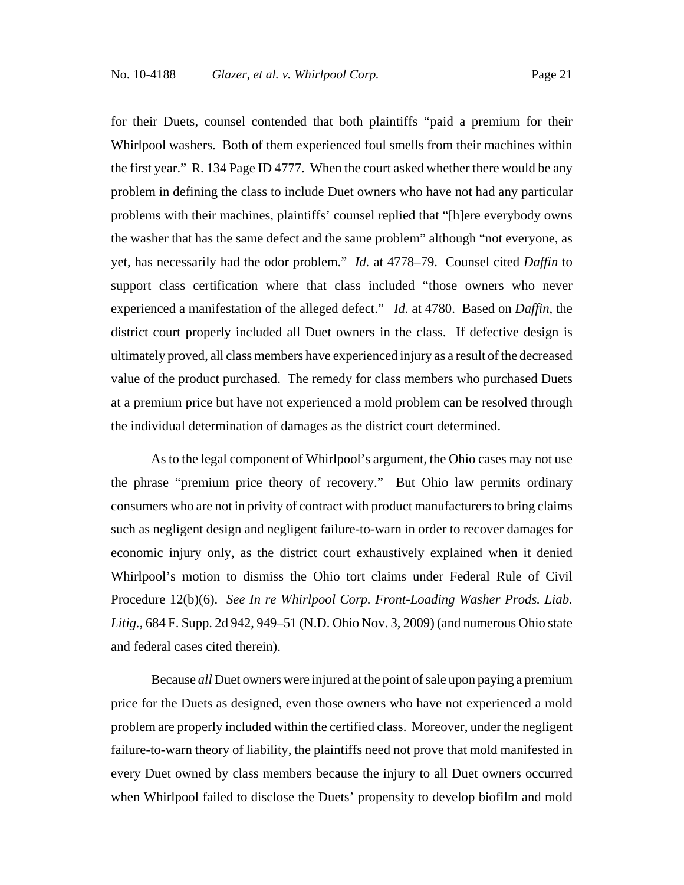for their Duets, counsel contended that both plaintiffs "paid a premium for their Whirlpool washers. Both of them experienced foul smells from their machines within the first year." R. 134 Page ID 4777. When the court asked whether there would be any problem in defining the class to include Duet owners who have not had any particular problems with their machines, plaintiffs' counsel replied that "[h]ere everybody owns the washer that has the same defect and the same problem" although "not everyone, as yet, has necessarily had the odor problem." *Id.* at 4778–79. Counsel cited *Daffin* to support class certification where that class included "those owners who never experienced a manifestation of the alleged defect." *Id.* at 4780. Based on *Daffin*, the district court properly included all Duet owners in the class. If defective design is ultimately proved, all class members have experienced injury as a result of the decreased value of the product purchased. The remedy for class members who purchased Duets at a premium price but have not experienced a mold problem can be resolved through the individual determination of damages as the district court determined.

As to the legal component of Whirlpool's argument, the Ohio cases may not use the phrase "premium price theory of recovery." But Ohio law permits ordinary consumers who are not in privity of contract with product manufacturers to bring claims such as negligent design and negligent failure-to-warn in order to recover damages for economic injury only, as the district court exhaustively explained when it denied Whirlpool's motion to dismiss the Ohio tort claims under Federal Rule of Civil Procedure 12(b)(6). *See In re Whirlpool Corp. Front-Loading Washer Prods. Liab. Litig.*, 684 F. Supp. 2d 942, 949–51 (N.D. Ohio Nov. 3, 2009) (and numerous Ohio state and federal cases cited therein).

Because *all* Duet owners were injured at the point of sale upon paying a premium price for the Duets as designed, even those owners who have not experienced a mold problem are properly included within the certified class. Moreover, under the negligent failure-to-warn theory of liability, the plaintiffs need not prove that mold manifested in every Duet owned by class members because the injury to all Duet owners occurred when Whirlpool failed to disclose the Duets' propensity to develop biofilm and mold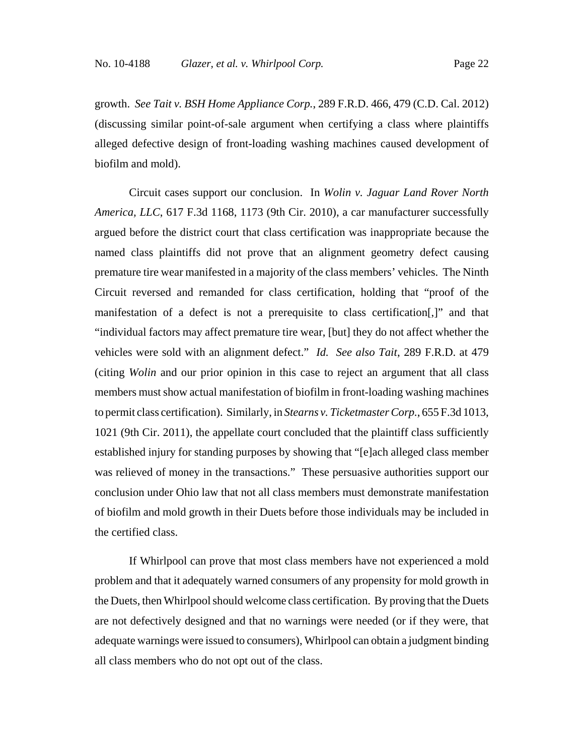growth. *See Tait v. BSH Home Appliance Corp.*, 289 F.R.D. 466, 479 (C.D. Cal. 2012) (discussing similar point-of-sale argument when certifying a class where plaintiffs alleged defective design of front-loading washing machines caused development of biofilm and mold).

Circuit cases support our conclusion. In *Wolin v. Jaguar Land Rover North America, LLC*, 617 F.3d 1168, 1173 (9th Cir. 2010), a car manufacturer successfully argued before the district court that class certification was inappropriate because the named class plaintiffs did not prove that an alignment geometry defect causing premature tire wear manifested in a majority of the class members' vehicles. The Ninth Circuit reversed and remanded for class certification, holding that "proof of the manifestation of a defect is not a prerequisite to class certification[,]" and that "individual factors may affect premature tire wear, [but] they do not affect whether the vehicles were sold with an alignment defect." *Id. See also Tait*, 289 F.R.D. at 479 (citing *Wolin* and our prior opinion in this case to reject an argument that all class members must show actual manifestation of biofilm in front-loading washing machines to permit class certification). Similarly, in *Stearns v. Ticketmaster Corp.*, 655 F.3d 1013, 1021 (9th Cir. 2011), the appellate court concluded that the plaintiff class sufficiently established injury for standing purposes by showing that "[e]ach alleged class member was relieved of money in the transactions." These persuasive authorities support our conclusion under Ohio law that not all class members must demonstrate manifestation of biofilm and mold growth in their Duets before those individuals may be included in the certified class.

If Whirlpool can prove that most class members have not experienced a mold problem and that it adequately warned consumers of any propensity for mold growth in the Duets, then Whirlpool should welcome class certification. By proving that the Duets are not defectively designed and that no warnings were needed (or if they were, that adequate warnings were issued to consumers), Whirlpool can obtain a judgment binding all class members who do not opt out of the class.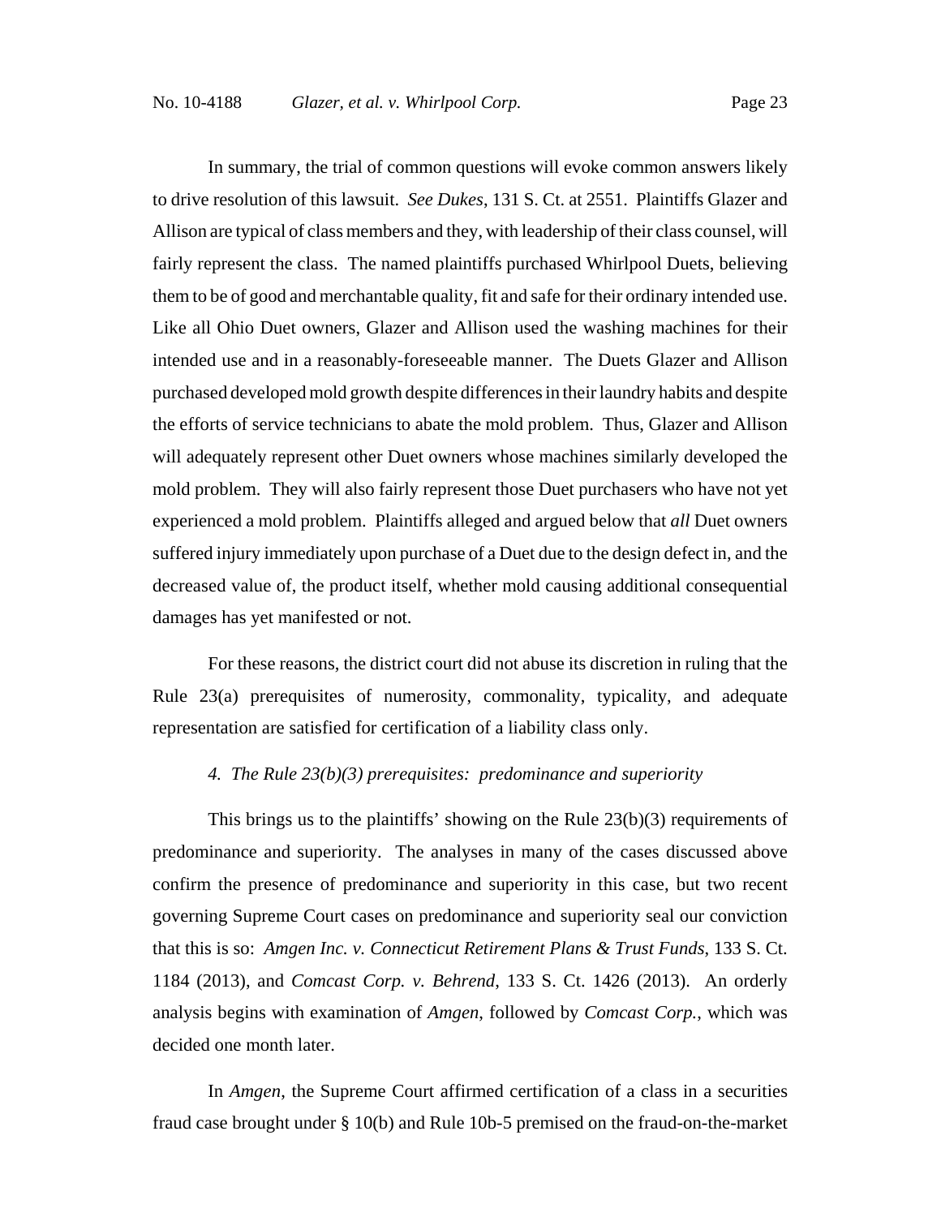In summary, the trial of common questions will evoke common answers likely to drive resolution of this lawsuit. *See Dukes*, 131 S. Ct. at 2551. Plaintiffs Glazer and Allison are typical of class members and they, with leadership of their class counsel, will fairly represent the class. The named plaintiffs purchased Whirlpool Duets, believing them to be of good and merchantable quality, fit and safe for their ordinary intended use. Like all Ohio Duet owners, Glazer and Allison used the washing machines for their intended use and in a reasonably-foreseeable manner. The Duets Glazer and Allison purchased developed mold growth despite differences in their laundry habits and despite the efforts of service technicians to abate the mold problem. Thus, Glazer and Allison will adequately represent other Duet owners whose machines similarly developed the mold problem. They will also fairly represent those Duet purchasers who have not yet experienced a mold problem. Plaintiffs alleged and argued below that *all* Duet owners suffered injury immediately upon purchase of a Duet due to the design defect in, and the decreased value of, the product itself, whether mold causing additional consequential damages has yet manifested or not.

For these reasons, the district court did not abuse its discretion in ruling that the Rule 23(a) prerequisites of numerosity, commonality, typicality, and adequate representation are satisfied for certification of a liability class only.

*4. The Rule 23(b)(3) prerequisites: predominance and superiority*

This brings us to the plaintiffs' showing on the Rule 23(b)(3) requirements of predominance and superiority. The analyses in many of the cases discussed above confirm the presence of predominance and superiority in this case, but two recent governing Supreme Court cases on predominance and superiority seal our conviction that this is so: *Amgen Inc. v. Connecticut Retirement Plans & Trust Funds*, 133 S. Ct. 1184 (2013), and *Comcast Corp. v. Behrend*, 133 S. Ct. 1426 (2013). An orderly analysis begins with examination of *Amgen*, followed by *Comcast Corp.*, which was decided one month later.

In *Amgen*, the Supreme Court affirmed certification of a class in a securities fraud case brought under § 10(b) and Rule 10b-5 premised on the fraud-on-the-market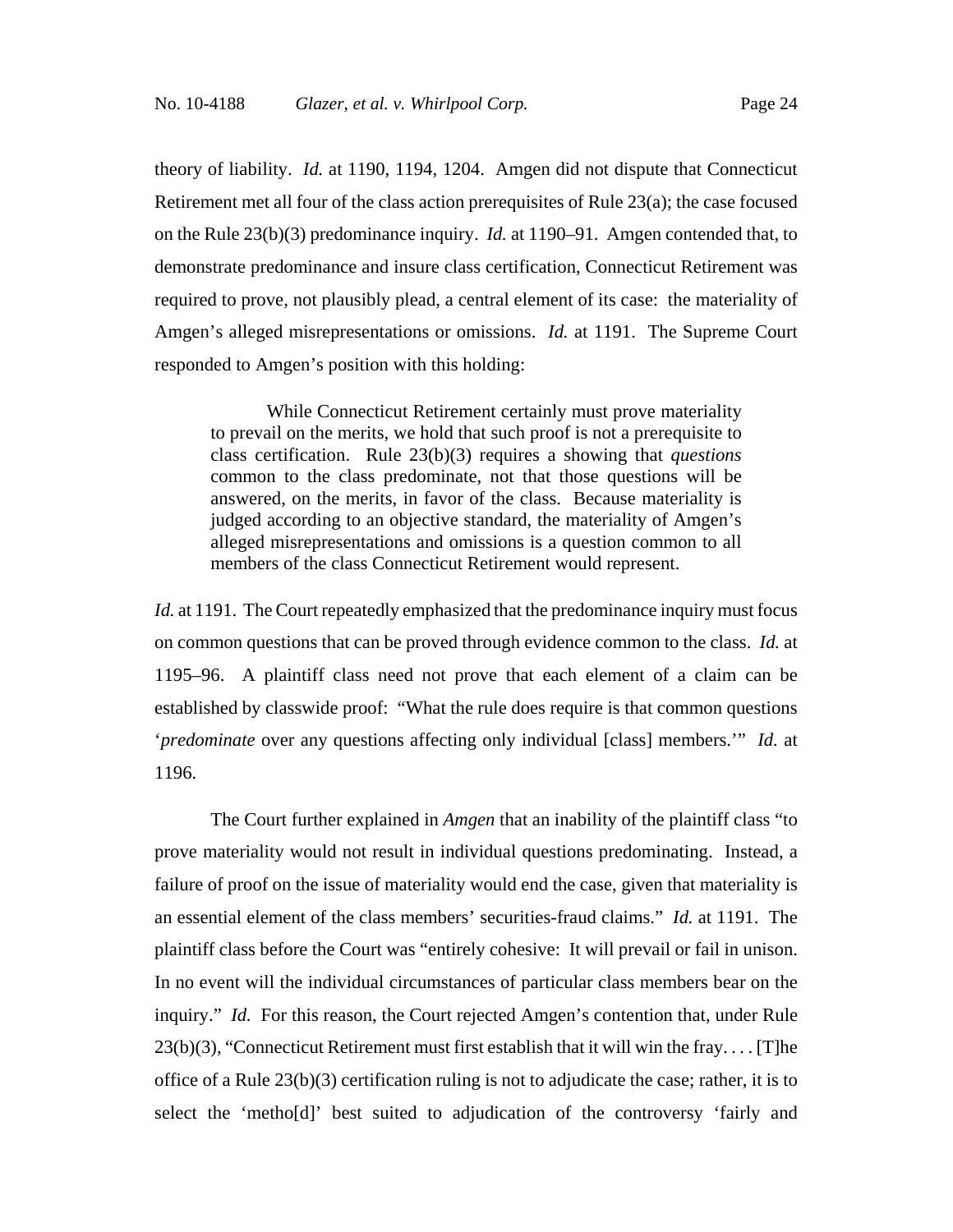theory of liability. *Id.* at 1190, 1194, 1204. Amgen did not dispute that Connecticut Retirement met all four of the class action prerequisites of Rule 23(a); the case focused on the Rule 23(b)(3) predominance inquiry. *Id.* at 1190–91. Amgen contended that, to demonstrate predominance and insure class certification, Connecticut Retirement was required to prove, not plausibly plead, a central element of its case: the materiality of Amgen's alleged misrepresentations or omissions. *Id.* at 1191. The Supreme Court responded to Amgen's position with this holding:

> While Connecticut Retirement certainly must prove materiality to prevail on the merits, we hold that such proof is not a prerequisite to class certification. Rule 23(b)(3) requires a showing that *questions* common to the class predominate, not that those questions will be answered, on the merits, in favor of the class. Because materiality is judged according to an objective standard, the materiality of Amgen's alleged misrepresentations and omissions is a question common to all members of the class Connecticut Retirement would represent.

*Id.* at 1191. The Court repeatedly emphasized that the predominance inquiry must focus on common questions that can be proved through evidence common to the class. *Id.* at 1195–96. A plaintiff class need not prove that each element of a claim can be established by classwide proof: "What the rule does require is that common questions '*predominate* over any questions affecting only individual [class] members.'" *Id.* at 1196.

The Court further explained in *Amgen* that an inability of the plaintiff class "to prove materiality would not result in individual questions predominating. Instead, a failure of proof on the issue of materiality would end the case, given that materiality is an essential element of the class members' securities-fraud claims." *Id.* at 1191. The plaintiff class before the Court was "entirely cohesive: It will prevail or fail in unison. In no event will the individual circumstances of particular class members bear on the inquiry." *Id.* For this reason, the Court rejected Amgen's contention that, under Rule 23(b)(3), "Connecticut Retirement must first establish that it will win the fray. . . . [T]he office of a Rule 23(b)(3) certification ruling is not to adjudicate the case; rather, it is to select the 'metho[d]' best suited to adjudication of the controversy 'fairly and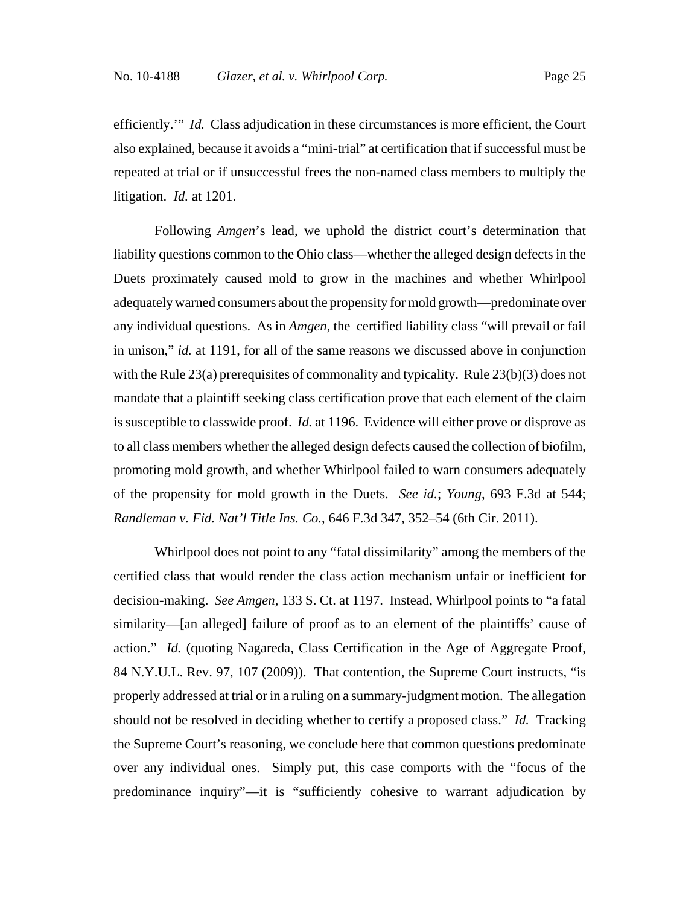efficiently.'" *Id.* Class adjudication in these circumstances is more efficient, the Court also explained, because it avoids a "mini-trial" at certification that if successful must be repeated at trial or if unsuccessful frees the non-named class members to multiply the litigation. *Id.* at 1201.

Following *Amgen*'s lead, we uphold the district court's determination that liability questions common to the Ohio class—whether the alleged design defects in the Duets proximately caused mold to grow in the machines and whether Whirlpool adequately warned consumers about the propensity for mold growth—predominate over any individual questions. As in *Amgen*, the certified liability class "will prevail or fail in unison," *id.* at 1191, for all of the same reasons we discussed above in conjunction with the Rule 23(a) prerequisites of commonality and typicality. Rule 23(b)(3) does not mandate that a plaintiff seeking class certification prove that each element of the claim is susceptible to classwide proof. *Id.* at 1196. Evidence will either prove or disprove as to all class members whether the alleged design defects caused the collection of biofilm, promoting mold growth, and whether Whirlpool failed to warn consumers adequately of the propensity for mold growth in the Duets. *See id.*; *Young*, 693 F.3d at 544; *Randleman v. Fid. Nat'l Title Ins. Co.*, 646 F.3d 347, 352–54 (6th Cir. 2011).

Whirlpool does not point to any "fatal dissimilarity" among the members of the certified class that would render the class action mechanism unfair or inefficient for decision-making. *See Amgen*, 133 S. Ct. at 1197. Instead, Whirlpool points to "a fatal similarity—[an alleged] failure of proof as to an element of the plaintiffs' cause of action." *Id.* (quoting Nagareda, Class Certification in the Age of Aggregate Proof, 84 N.Y.U.L. Rev. 97, 107 (2009)). That contention, the Supreme Court instructs, "is properly addressed at trial or in a ruling on a summary-judgment motion. The allegation should not be resolved in deciding whether to certify a proposed class." *Id.* Tracking the Supreme Court's reasoning, we conclude here that common questions predominate over any individual ones. Simply put, this case comports with the "focus of the predominance inquiry"—it is "sufficiently cohesive to warrant adjudication by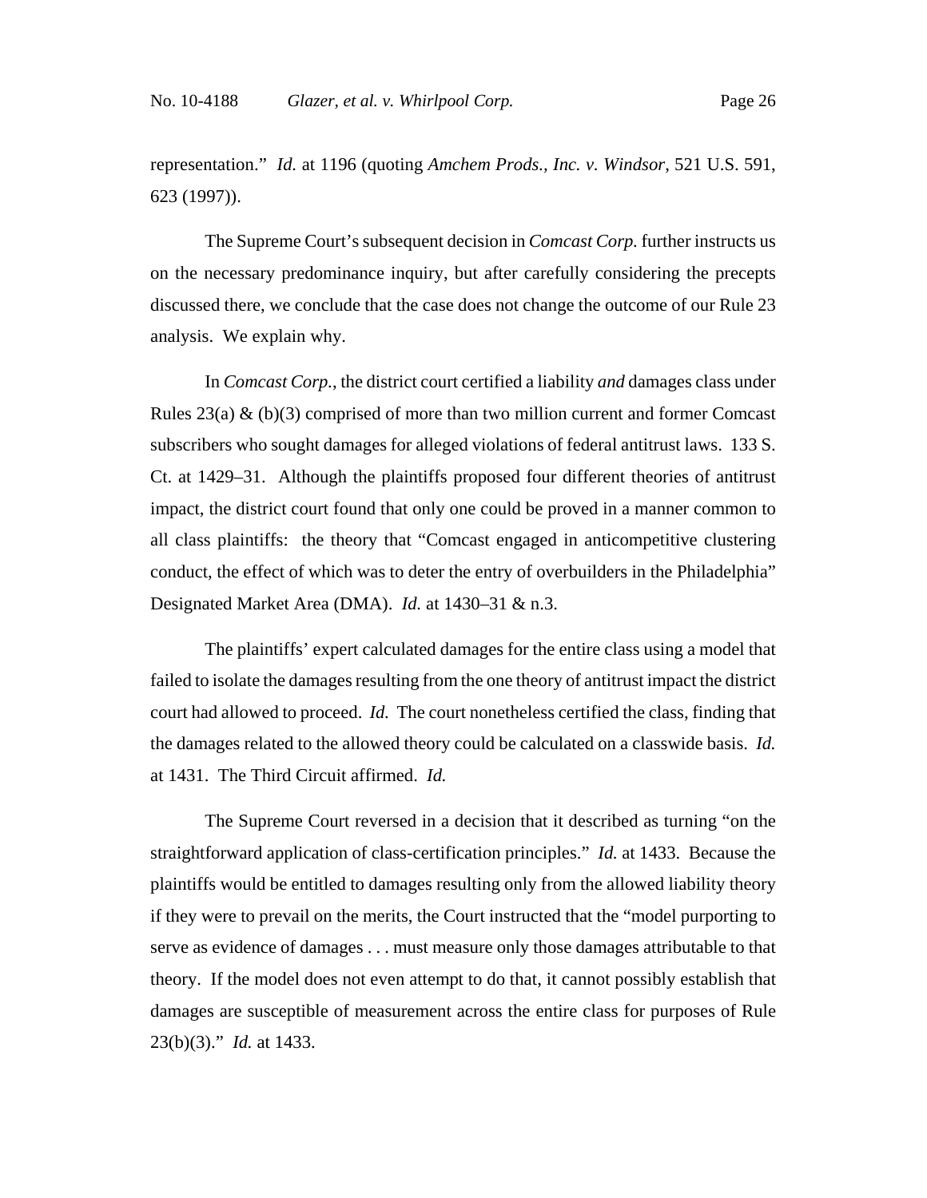representation." *Id.* at 1196 (quoting *Amchem Prods., Inc. v. Windsor*, 521 U.S. 591, 623 (1997)).

The Supreme Court's subsequent decision in *Comcast Corp.* further instructs us on the necessary predominance inquiry, but after carefully considering the precepts discussed there, we conclude that the case does not change the outcome of our Rule 23 analysis. We explain why.

In *Comcast Corp.*, the district court certified a liability *and* damages class under Rules 23(a) & (b)(3) comprised of more than two million current and former Comcast subscribers who sought damages for alleged violations of federal antitrust laws. 133 S. Ct. at 1429–31. Although the plaintiffs proposed four different theories of antitrust impact, the district court found that only one could be proved in a manner common to all class plaintiffs: the theory that "Comcast engaged in anticompetitive clustering conduct, the effect of which was to deter the entry of overbuilders in the Philadelphia" Designated Market Area (DMA). *Id.* at 1430–31 & n.3.

The plaintiffs' expert calculated damages for the entire class using a model that failed to isolate the damages resulting from the one theory of antitrust impact the district court had allowed to proceed. *Id.* The court nonetheless certified the class, finding that the damages related to the allowed theory could be calculated on a classwide basis. *Id.* at 1431. The Third Circuit affirmed. *Id.*

The Supreme Court reversed in a decision that it described as turning "on the straightforward application of class-certification principles." *Id.* at 1433. Because the plaintiffs would be entitled to damages resulting only from the allowed liability theory if they were to prevail on the merits, the Court instructed that the "model purporting to serve as evidence of damages . . . must measure only those damages attributable to that theory. If the model does not even attempt to do that, it cannot possibly establish that damages are susceptible of measurement across the entire class for purposes of Rule 23(b)(3)." *Id.* at 1433.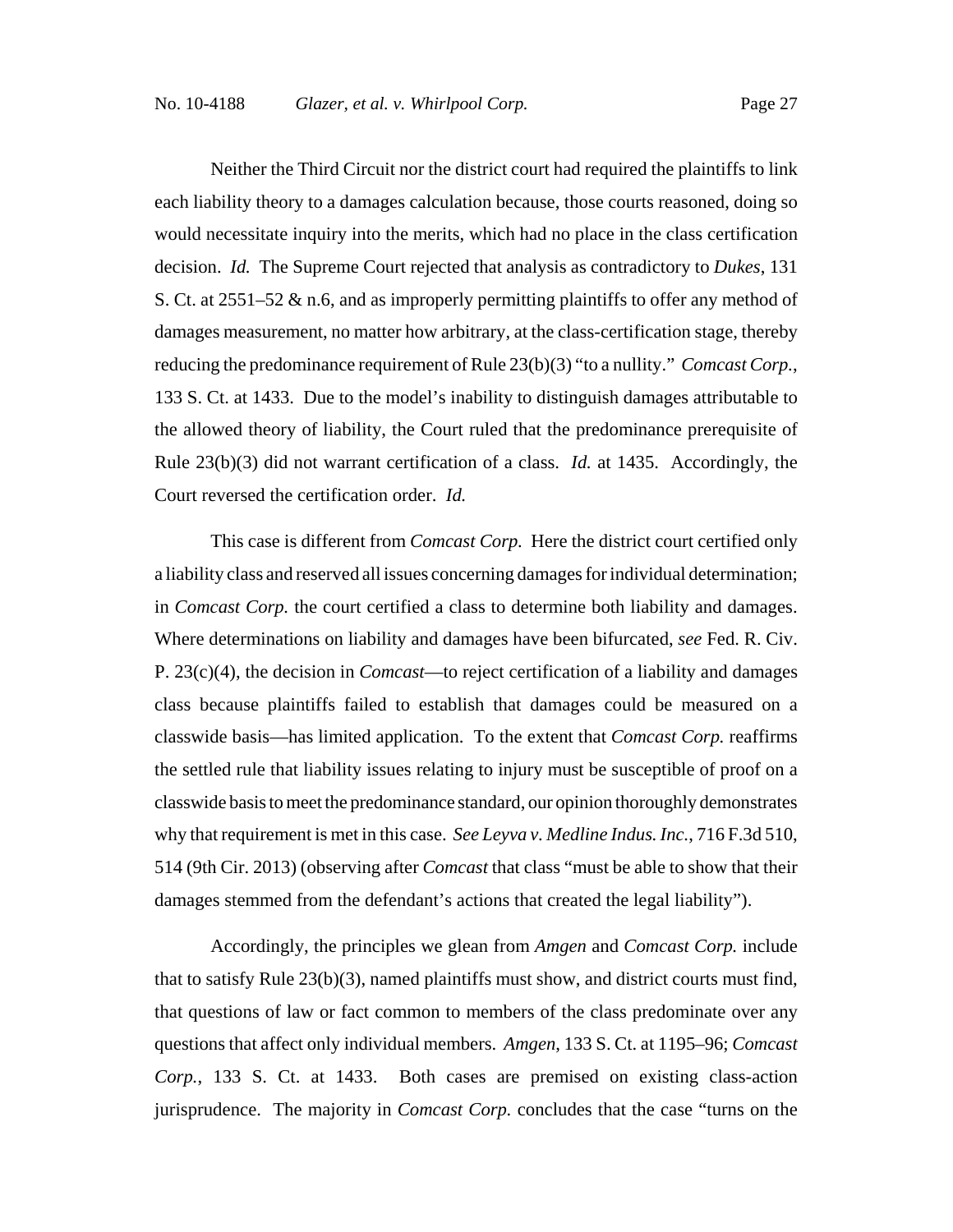Neither the Third Circuit nor the district court had required the plaintiffs to link each liability theory to a damages calculation because, those courts reasoned, doing so would necessitate inquiry into the merits, which had no place in the class certification decision. *Id.* The Supreme Court rejected that analysis as contradictory to *Dukes*, 131 S. Ct. at 2551–52 & n.6, and as improperly permitting plaintiffs to offer any method of damages measurement, no matter how arbitrary, at the class-certification stage, thereby reducing the predominance requirement of Rule 23(b)(3) "to a nullity." *Comcast Corp.*, 133 S. Ct. at 1433. Due to the model's inability to distinguish damages attributable to the allowed theory of liability, the Court ruled that the predominance prerequisite of Rule 23(b)(3) did not warrant certification of a class. *Id.* at 1435. Accordingly, the Court reversed the certification order. *Id.*

This case is different from *Comcast Corp.* Here the district court certified only a liability class and reserved all issues concerning damages for individual determination; in *Comcast Corp.* the court certified a class to determine both liability and damages. Where determinations on liability and damages have been bifurcated, *see* Fed. R. Civ. P. 23(c)(4), the decision in *Comcast*—to reject certification of a liability and damages class because plaintiffs failed to establish that damages could be measured on a classwide basis—has limited application. To the extent that *Comcast Corp.* reaffirms the settled rule that liability issues relating to injury must be susceptible of proof on a classwide basis to meet the predominance standard, our opinion thoroughly demonstrates why that requirement is met in this case. *See Leyva v. Medline Indus. Inc.*, 716 F.3d 510, 514 (9th Cir. 2013) (observing after *Comcast* that class "must be able to show that their damages stemmed from the defendant's actions that created the legal liability").

Accordingly, the principles we glean from *Amgen* and *Comcast Corp.* include that to satisfy Rule 23(b)(3), named plaintiffs must show, and district courts must find, that questions of law or fact common to members of the class predominate over any questions that affect only individual members. *Amgen*, 133 S. Ct. at 1195–96; *Comcast Corp.*, 133 S. Ct. at 1433. Both cases are premised on existing class-action jurisprudence. The majority in *Comcast Corp.* concludes that the case "turns on the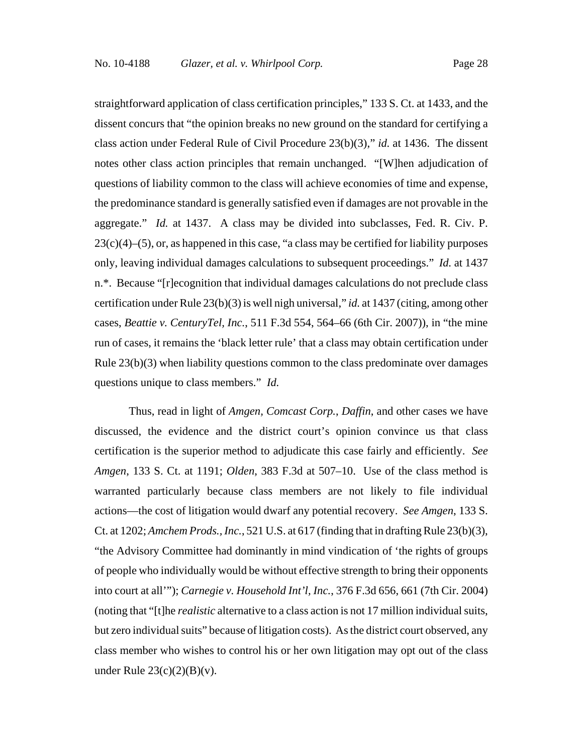straightforward application of class certification principles," 133 S. Ct. at 1433, and the dissent concurs that "the opinion breaks no new ground on the standard for certifying a class action under Federal Rule of Civil Procedure 23(b)(3)," *id.* at 1436. The dissent notes other class action principles that remain unchanged. "[W]hen adjudication of questions of liability common to the class will achieve economies of time and expense, the predominance standard is generally satisfied even if damages are not provable in the aggregate." *Id.* at 1437. A class may be divided into subclasses, Fed. R. Civ. P. 23(c)(4)–(5), or, as happened in this case, "a class may be certified for liability purposes only, leaving individual damages calculations to subsequent proceedings." *Id.* at 1437 n.*. Because "[r]ecognition that individual damages calculations do not preclude class certification under Rule 23(b)(3) is well nigh universal," *id.* at 1437 (citing, among other cases, *Beattie v. CenturyTel, Inc.*, 511 F.3d 554, 564–66 (6th Cir. 2007)), in "the mine run of cases, it remains the 'black letter rule' that a class may obtain certification under Rule 23(b)(3) when liability questions common to the class predominate over damages questions unique to class members." *Id.*

Thus, read in light of *Amgen*, *Comcast Corp.*, *Daffin*, and other cases we have discussed, the evidence and the district court's opinion convince us that class certification is the superior method to adjudicate this case fairly and efficiently. *See Amgen*, 133 S. Ct. at 1191; *Olden*, 383 F.3d at 507–10. Use of the class method is warranted particularly because class members are not likely to file individual actions—the cost of litigation would dwarf any potential recovery. *See Amgen*, 133 S. Ct. at 1202; *Amchem Prods., Inc.*, 521 U.S. at 617 (finding that in drafting Rule 23(b)(3), "the Advisory Committee had dominantly in mind vindication of 'the rights of groups of people who individually would be without effective strength to bring their opponents into court at all'"); *Carnegie v. Household Int'l, Inc.*, 376 F.3d 656, 661 (7th Cir. 2004) (noting that "[t]he *realistic* alternative to a class action is not 17 million individual suits, but zero individual suits" because of litigation costs). As the district court observed, any class member who wishes to control his or her own litigation may opt out of the class under Rule 23(c)(2)(B)(v).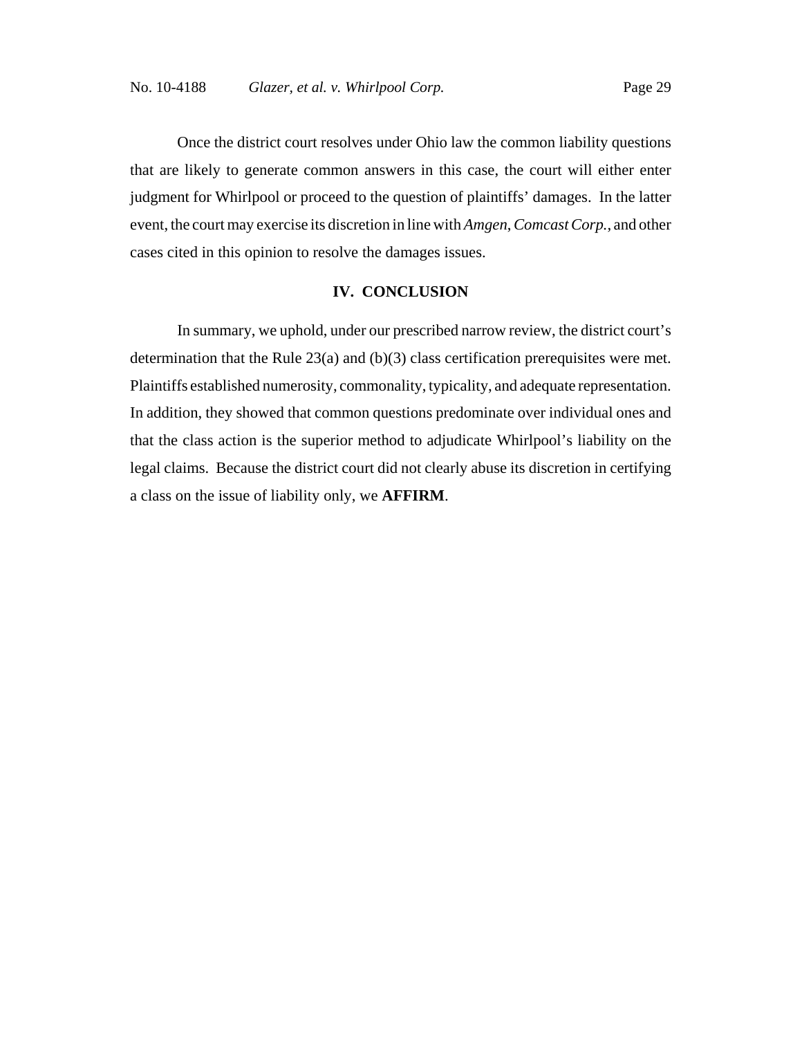Once the district court resolves under Ohio law the common liability questions that are likely to generate common answers in this case, the court will either enter judgment for Whirlpool or proceed to the question of plaintiffs' damages. In the latter event, the court may exercise its discretion in line with *Amgen*, *Comcast Corp.*, and other cases cited in this opinion to resolve the damages issues.

## IV. CONCLUSION

In summary, we uphold, under our prescribed narrow review, the district court's determination that the Rule 23(a) and (b)(3) class certification prerequisites were met. Plaintiffs established numerosity, commonality, typicality, and adequate representation. In addition, they showed that common questions predominate over individual ones and that the class action is the superior method to adjudicate Whirlpool's liability on the legal claims. Because the district court did not clearly abuse its discretion in certifying a class on the issue of liability only, we **AFFIRM**.